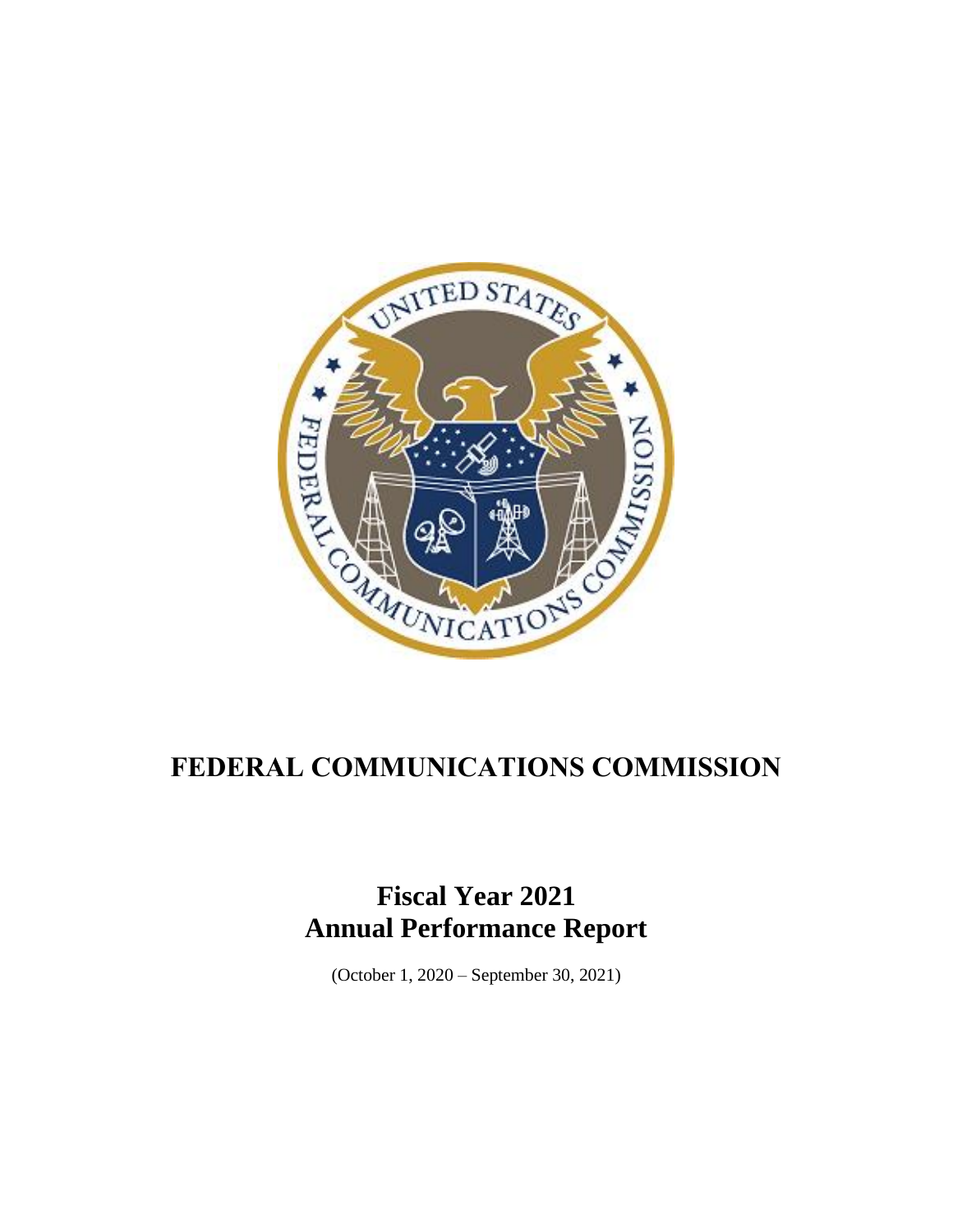# FEDERAL COMMUNICATIONS COMMISSION

## Fiscal Year 2021
## Annual Performance Report

(October 1, 2020 – September 30, 2021)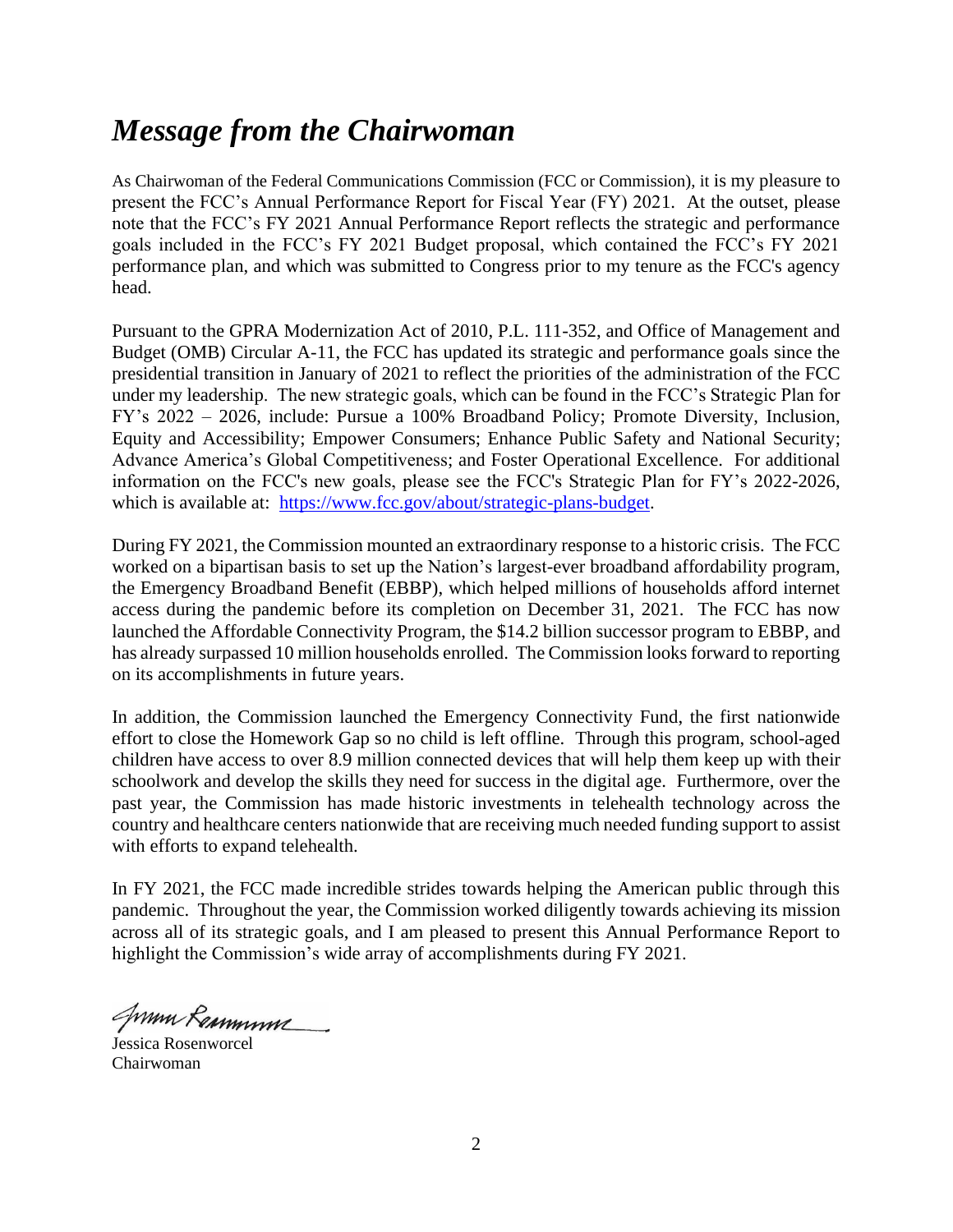# *Message from the Chairwoman*

As Chairwoman of the Federal Communications Commission (FCC or Commission), it is my pleasure to present the FCC's Annual Performance Report for Fiscal Year (FY) 2021. At the outset, please note that the FCC's FY 2021 Annual Performance Report reflects the strategic and performance goals included in the FCC's FY 2021 Budget proposal, which contained the FCC's FY 2021 performance plan, and which was submitted to Congress prior to my tenure as the FCC's agency head.

Pursuant to the GPRA Modernization Act of 2010, P.L. 111-352, and Office of Management and Budget (OMB) Circular A-11, the FCC has updated its strategic and performance goals since the presidential transition in January of 2021 to reflect the priorities of the administration of the FCC under my leadership. The new strategic goals, which can be found in the FCC's Strategic Plan for FY's 2022 – 2026, include: Pursue a 100% Broadband Policy; Promote Diversity, Inclusion, Equity and Accessibility; Empower Consumers; Enhance Public Safety and National Security; Advance America's Global Competitiveness; and Foster Operational Excellence. For additional information on the FCC's new goals, please see the FCC's Strategic Plan for FY's 2022-2026, which is available at: [https://www.fcc.gov/about/strategic-plans-budget](https://www.fcc.gov/about/strategic-plans-budget).

During FY 2021, the Commission mounted an extraordinary response to a historic crisis. The FCC worked on a bipartisan basis to set up the Nation's largest-ever broadband affordability program, the Emergency Broadband Benefit (EBBP), which helped millions of households afford internet access during the pandemic before its completion on December 31, 2021. The FCC has now launched the Affordable Connectivity Program, the $14.2 billion successor program to EBBP, and has already surpassed 10 million households enrolled. The Commission looks forward to reporting on its accomplishments in future years.

In addition, the Commission launched the Emergency Connectivity Fund, the first nationwide effort to close the Homework Gap so no child is left offline. Through this program, school-aged children have access to over 8.9 million connected devices that will help them keep up with their schoolwork and develop the skills they need for success in the digital age. Furthermore, over the past year, the Commission has made historic investments in telehealth technology across the country and healthcare centers nationwide that are receiving much needed funding support to assist with efforts to expand telehealth.

In FY 2021, the FCC made incredible strides towards helping the American public through this pandemic. Throughout the year, the Commission worked diligently towards achieving its mission across all of its strategic goals, and I am pleased to present this Annual Performance Report to highlight the Commission's wide array of accomplishments during FY 2021.

Jessica Rosenworcel
Chairwoman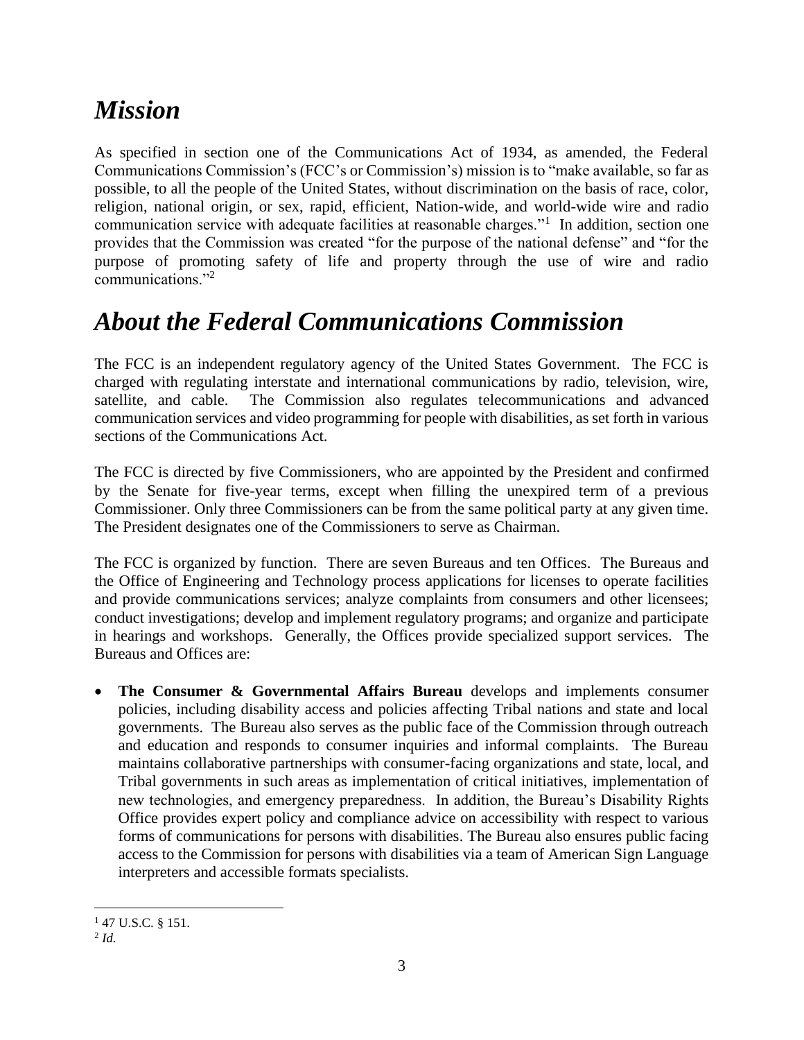## *Mission*

As specified in section one of the Communications Act of 1934, as amended, the Federal Communications Commission's (FCC's or Commission's) mission is to "make available, so far as possible, to all the people of the United States, without discrimination on the basis of race, color, religion, national origin, or sex, rapid, efficient, Nation-wide, and world-wide wire and radio communication service with adequate facilities at reasonable charges."[1] In addition, section one provides that the Commission was created "for the purpose of the national defense" and "for the purpose of promoting safety of life and property through the use of wire and radio communications."[2]

## *About the Federal Communications Commission*

The FCC is an independent regulatory agency of the United States Government. The FCC is charged with regulating interstate and international communications by radio, television, wire, satellite, and cable. The Commission also regulates telecommunications and advanced communication services and video programming for people with disabilities, as set forth in various sections of the Communications Act.

The FCC is directed by five Commissioners, who are appointed by the President and confirmed by the Senate for five-year terms, except when filling the unexpired term of a previous Commissioner. Only three Commissioners can be from the same political party at any given time. The President designates one of the Commissioners to serve as Chairman.

The FCC is organized by function. There are seven Bureaus and ten Offices. The Bureaus and the Office of Engineering and Technology process applications for licenses to operate facilities and provide communications services; analyze complaints from consumers and other licensees; conduct investigations; develop and implement regulatory programs; and organize and participate in hearings and workshops. Generally, the Offices provide specialized support services. The Bureaus and Offices are:

- **The Consumer & Governmental Affairs Bureau** develops and implements consumer policies, including disability access and policies affecting Tribal nations and state and local governments. The Bureau also serves as the public face of the Commission through outreach and education and responds to consumer inquiries and informal complaints. The Bureau maintains collaborative partnerships with consumer-facing organizations and state, local, and Tribal governments in such areas as implementation of critical initiatives, implementation of new technologies, and emergency preparedness. In addition, the Bureau's Disability Rights Office provides expert policy and compliance advice on accessibility with respect to various forms of communications for persons with disabilities. The Bureau also ensures public facing access to the Commission for persons with disabilities via a team of American Sign Language interpreters and accessible formats specialists.

[1] 47 U.S.C. § 151.

[2] *Id.*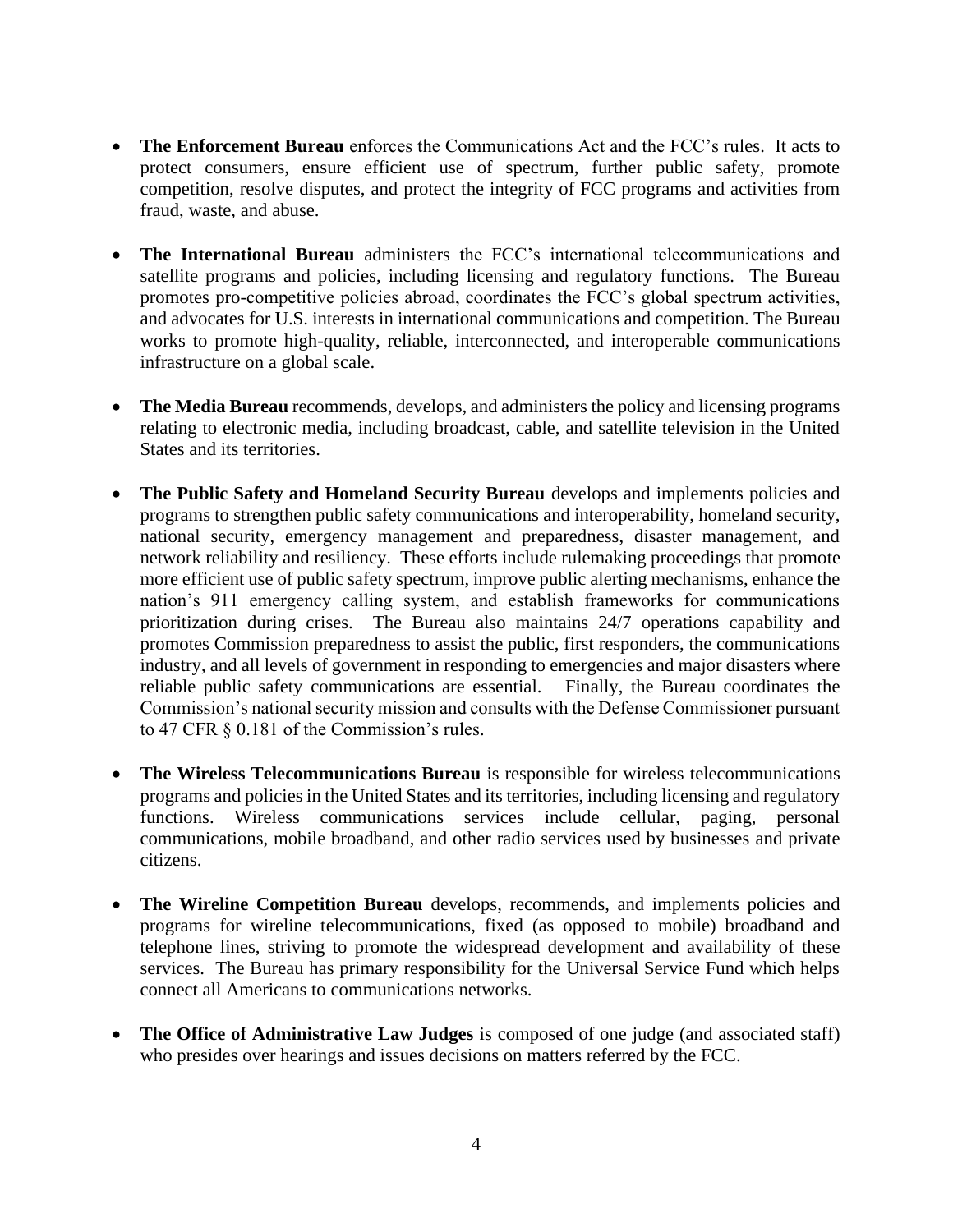- **The Enforcement Bureau** enforces the Communications Act and the FCC's rules. It acts to protect consumers, ensure efficient use of spectrum, further public safety, promote competition, resolve disputes, and protect the integrity of FCC programs and activities from fraud, waste, and abuse.

- **The International Bureau** administers the FCC's international telecommunications and satellite programs and policies, including licensing and regulatory functions. The Bureau promotes pro-competitive policies abroad, coordinates the FCC's global spectrum activities, and advocates for U.S. interests in international communications and competition. The Bureau works to promote high-quality, reliable, interconnected, and interoperable communications infrastructure on a global scale.

- **The Media Bureau** recommends, develops, and administers the policy and licensing programs relating to electronic media, including broadcast, cable, and satellite television in the United States and its territories.

- **The Public Safety and Homeland Security Bureau** develops and implements policies and programs to strengthen public safety communications and interoperability, homeland security, national security, emergency management and preparedness, disaster management, and network reliability and resiliency. These efforts include rulemaking proceedings that promote more efficient use of public safety spectrum, improve public alerting mechanisms, enhance the nation's 911 emergency calling system, and establish frameworks for communications prioritization during crises. The Bureau also maintains 24/7 operations capability and promotes Commission preparedness to assist the public, first responders, the communications industry, and all levels of government in responding to emergencies and major disasters where reliable public safety communications are essential. Finally, the Bureau coordinates the Commission's national security mission and consults with the Defense Commissioner pursuant to 47 CFR § 0.181 of the Commission's rules.

- **The Wireless Telecommunications Bureau** is responsible for wireless telecommunications programs and policies in the United States and its territories, including licensing and regulatory functions. Wireless communications services include cellular, paging, personal communications, mobile broadband, and other radio services used by businesses and private citizens.

- **The Wireline Competition Bureau** develops, recommends, and implements policies and programs for wireline telecommunications, fixed (as opposed to mobile) broadband and telephone lines, striving to promote the widespread development and availability of these services. The Bureau has primary responsibility for the Universal Service Fund which helps connect all Americans to communications networks.

- **The Office of Administrative Law Judges** is composed of one judge (and associated staff) who presides over hearings and issues decisions on matters referred by the FCC.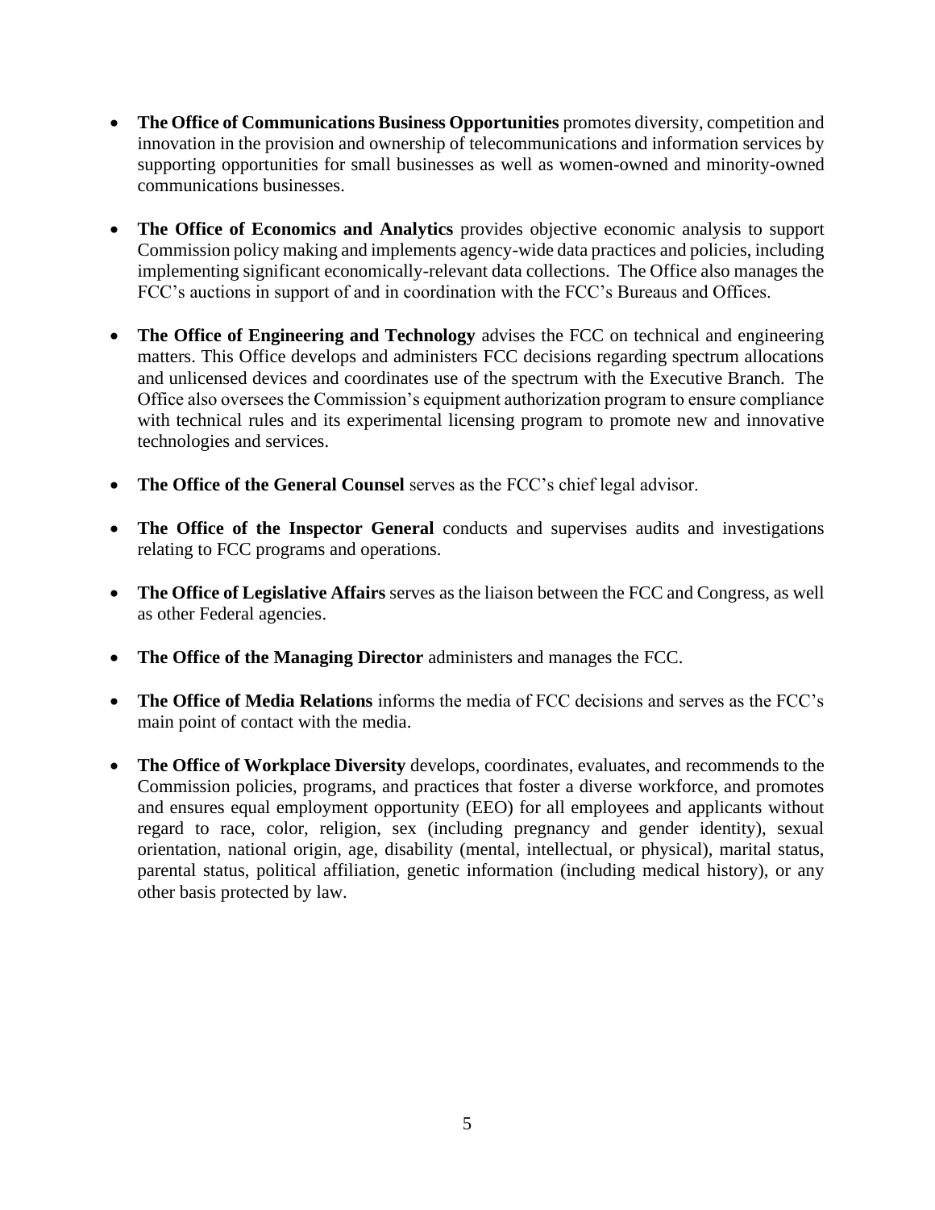- **The Office of Communications Business Opportunities** promotes diversity, competition and innovation in the provision and ownership of telecommunications and information services by supporting opportunities for small businesses as well as women-owned and minority-owned communications businesses.

- **The Office of Economics and Analytics** provides objective economic analysis to support Commission policy making and implements agency-wide data practices and policies, including implementing significant economically-relevant data collections. The Office also manages the FCC's auctions in support of and in coordination with the FCC's Bureaus and Offices.

- **The Office of Engineering and Technology** advises the FCC on technical and engineering matters. This Office develops and administers FCC decisions regarding spectrum allocations and unlicensed devices and coordinates use of the spectrum with the Executive Branch. The Office also oversees the Commission's equipment authorization program to ensure compliance with technical rules and its experimental licensing program to promote new and innovative technologies and services.

- **The Office of the General Counsel** serves as the FCC's chief legal advisor.

- **The Office of the Inspector General** conducts and supervises audits and investigations relating to FCC programs and operations.

- **The Office of Legislative Affairs** serves as the liaison between the FCC and Congress, as well as other Federal agencies.

- **The Office of the Managing Director** administers and manages the FCC.

- **The Office of Media Relations** informs the media of FCC decisions and serves as the FCC's main point of contact with the media.

- **The Office of Workplace Diversity** develops, coordinates, evaluates, and recommends to the Commission policies, programs, and practices that foster a diverse workforce, and promotes and ensures equal employment opportunity (EEO) for all employees and applicants without regard to race, color, religion, sex (including pregnancy and gender identity), sexual orientation, national origin, age, disability (mental, intellectual, or physical), marital status, parental status, political affiliation, genetic information (including medical history), or any other basis protected by law.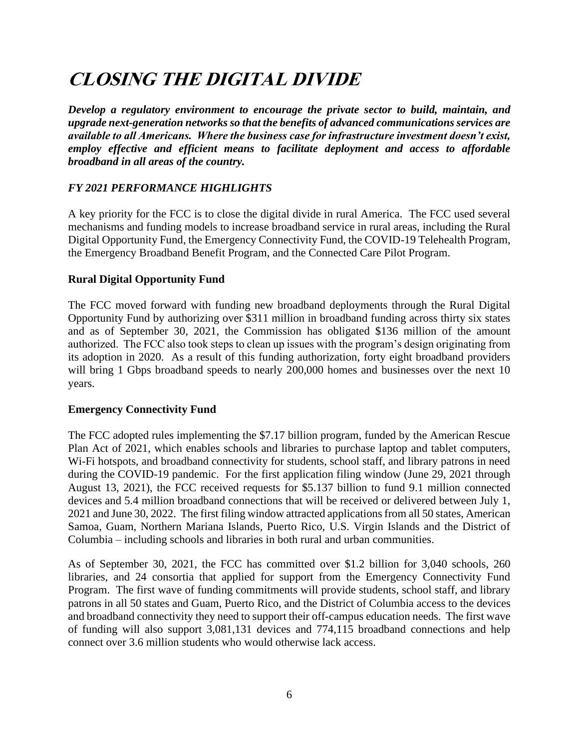# CLOSING THE DIGITAL DIVIDE

***Develop a regulatory environment to encourage the private sector to build, maintain, and upgrade next-generation networks so that the benefits of advanced communications services are available to all Americans. Where the business case for infrastructure investment doesn't exist, employ effective and efficient means to facilitate deployment and access to affordable broadband in all areas of the country.***

## *FY 2021 PERFORMANCE HIGHLIGHTS*

A key priority for the FCC is to close the digital divide in rural America. The FCC used several mechanisms and funding models to increase broadband service in rural areas, including the Rural Digital Opportunity Fund, the Emergency Connectivity Fund, the COVID-19 Telehealth Program, the Emergency Broadband Benefit Program, and the Connected Care Pilot Program.

### Rural Digital Opportunity Fund

The FCC moved forward with funding new broadband deployments through the Rural Digital Opportunity Fund by authorizing over $311 million in broadband funding across thirty six states and as of September 30, 2021, the Commission has obligated $136 million of the amount authorized. The FCC also took steps to clean up issues with the program's design originating from its adoption in 2020. As a result of this funding authorization, forty eight broadband providers will bring 1 Gbps broadband speeds to nearly 200,000 homes and businesses over the next 10 years.

### Emergency Connectivity Fund

The FCC adopted rules implementing the $7.17 billion program, funded by the American Rescue Plan Act of 2021, which enables schools and libraries to purchase laptop and tablet computers, Wi-Fi hotspots, and broadband connectivity for students, school staff, and library patrons in need during the COVID-19 pandemic. For the first application filing window (June 29, 2021 through August 13, 2021), the FCC received requests for $5.137 billion to fund 9.1 million connected devices and 5.4 million broadband connections that will be received or delivered between July 1, 2021 and June 30, 2022. The first filing window attracted applications from all 50 states, American Samoa, Guam, Northern Mariana Islands, Puerto Rico, U.S. Virgin Islands and the District of Columbia – including schools and libraries in both rural and urban communities.

As of September 30, 2021, the FCC has committed over $1.2 billion for 3,040 schools, 260 libraries, and 24 consortia that applied for support from the Emergency Connectivity Fund Program. The first wave of funding commitments will provide students, school staff, and library patrons in all 50 states and Guam, Puerto Rico, and the District of Columbia access to the devices and broadband connectivity they need to support their off-campus education needs. The first wave of funding will also support 3,081,131 devices and 774,115 broadband connections and help connect over 3.6 million students who would otherwise lack access.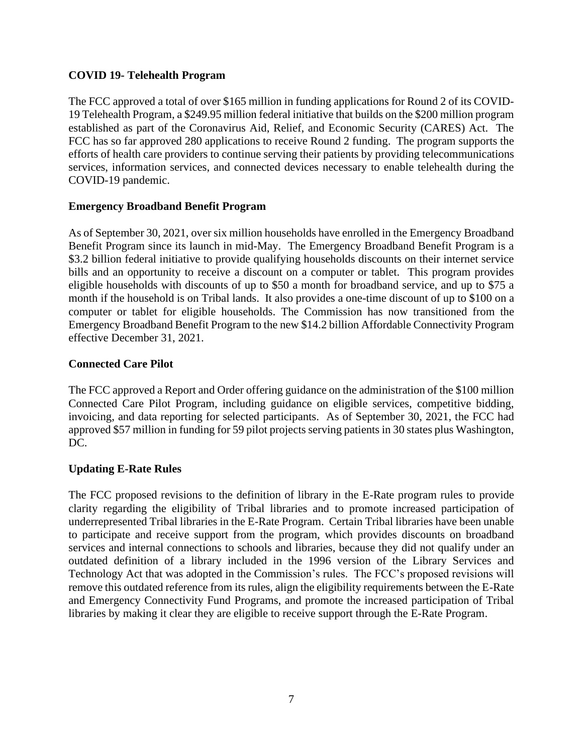**COVID 19- Telehealth Program**

The FCC approved a total of over $165 million in funding applications for Round 2 of its COVID-19 Telehealth Program, a $249.95 million federal initiative that builds on the $200 million program established as part of the Coronavirus Aid, Relief, and Economic Security (CARES) Act. The FCC has so far approved 280 applications to receive Round 2 funding. The program supports the efforts of health care providers to continue serving their patients by providing telecommunications services, information services, and connected devices necessary to enable telehealth during the COVID-19 pandemic.

**Emergency Broadband Benefit Program**

As of September 30, 2021, over six million households have enrolled in the Emergency Broadband Benefit Program since its launch in mid-May. The Emergency Broadband Benefit Program is a $3.2 billion federal initiative to provide qualifying households discounts on their internet service bills and an opportunity to receive a discount on a computer or tablet. This program provides eligible households with discounts of up to $50 a month for broadband service, and up to $75 a month if the household is on Tribal lands. It also provides a one-time discount of up to $100 on a computer or tablet for eligible households. The Commission has now transitioned from the Emergency Broadband Benefit Program to the new $14.2 billion Affordable Connectivity Program effective December 31, 2021.

**Connected Care Pilot**

The FCC approved a Report and Order offering guidance on the administration of the $100 million Connected Care Pilot Program, including guidance on eligible services, competitive bidding, invoicing, and data reporting for selected participants. As of September 30, 2021, the FCC had approved $57 million in funding for 59 pilot projects serving patients in 30 states plus Washington, DC.

**Updating E-Rate Rules**

The FCC proposed revisions to the definition of library in the E-Rate program rules to provide clarity regarding the eligibility of Tribal libraries and to promote increased participation of underrepresented Tribal libraries in the E-Rate Program. Certain Tribal libraries have been unable to participate and receive support from the program, which provides discounts on broadband services and internal connections to schools and libraries, because they did not qualify under an outdated definition of a library included in the 1996 version of the Library Services and Technology Act that was adopted in the Commission's rules. The FCC's proposed revisions will remove this outdated reference from its rules, align the eligibility requirements between the E-Rate and Emergency Connectivity Fund Programs, and promote the increased participation of Tribal libraries by making it clear they are eligible to receive support through the E-Rate Program.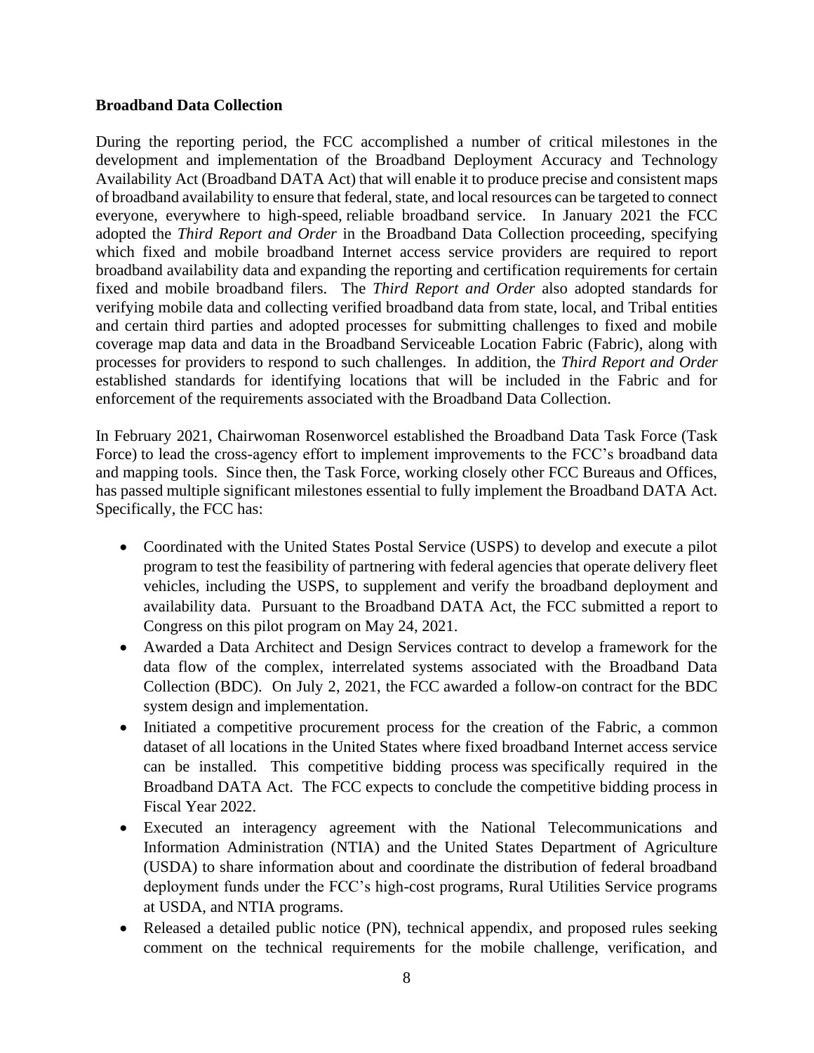**Broadband Data Collection**

During the reporting period, the FCC accomplished a number of critical milestones in the development and implementation of the Broadband Deployment Accuracy and Technology Availability Act (Broadband DATA Act) that will enable it to produce precise and consistent maps of broadband availability to ensure that federal, state, and local resources can be targeted to connect everyone, everywhere to high-speed, reliable broadband service. In January 2021 the FCC adopted the *Third Report and Order* in the Broadband Data Collection proceeding, specifying which fixed and mobile broadband Internet access service providers are required to report broadband availability data and expanding the reporting and certification requirements for certain fixed and mobile broadband filers. The *Third Report and Order* also adopted standards for verifying mobile data and collecting verified broadband data from state, local, and Tribal entities and certain third parties and adopted processes for submitting challenges to fixed and mobile coverage map data and data in the Broadband Serviceable Location Fabric (Fabric), along with processes for providers to respond to such challenges. In addition, the *Third Report and Order* established standards for identifying locations that will be included in the Fabric and for enforcement of the requirements associated with the Broadband Data Collection.

In February 2021, Chairwoman Rosenworcel established the Broadband Data Task Force (Task Force) to lead the cross-agency effort to implement improvements to the FCC's broadband data and mapping tools. Since then, the Task Force, working closely other FCC Bureaus and Offices, has passed multiple significant milestones essential to fully implement the Broadband DATA Act. Specifically, the FCC has:

- Coordinated with the United States Postal Service (USPS) to develop and execute a pilot program to test the feasibility of partnering with federal agencies that operate delivery fleet vehicles, including the USPS, to supplement and verify the broadband deployment and availability data. Pursuant to the Broadband DATA Act, the FCC submitted a report to Congress on this pilot program on May 24, 2021.
- Awarded a Data Architect and Design Services contract to develop a framework for the data flow of the complex, interrelated systems associated with the Broadband Data Collection (BDC). On July 2, 2021, the FCC awarded a follow-on contract for the BDC system design and implementation.
- Initiated a competitive procurement process for the creation of the Fabric, a common dataset of all locations in the United States where fixed broadband Internet access service can be installed. This competitive bidding process was specifically required in the Broadband DATA Act. The FCC expects to conclude the competitive bidding process in Fiscal Year 2022.
- Executed an interagency agreement with the National Telecommunications and Information Administration (NTIA) and the United States Department of Agriculture (USDA) to share information about and coordinate the distribution of federal broadband deployment funds under the FCC's high-cost programs, Rural Utilities Service programs at USDA, and NTIA programs.
- Released a detailed public notice (PN), technical appendix, and proposed rules seeking comment on the technical requirements for the mobile challenge, verification, and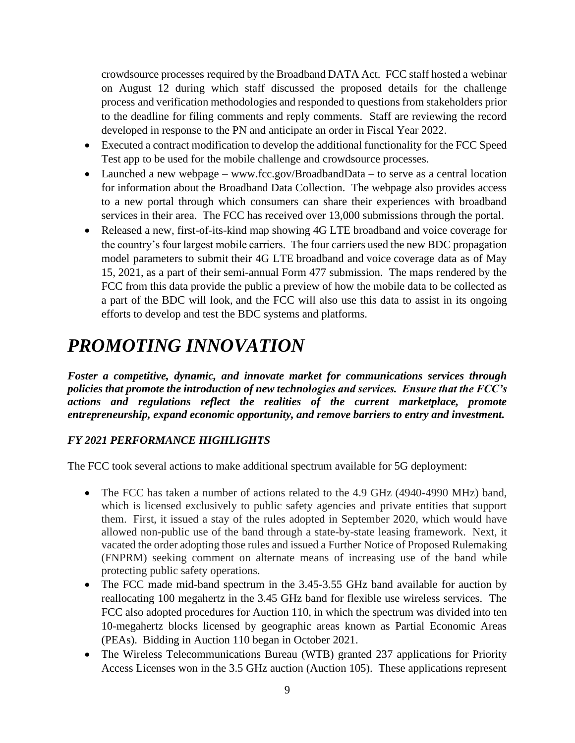crowdsource processes required by the Broadband DATA Act. FCC staff hosted a webinar on August 12 during which staff discussed the proposed details for the challenge process and verification methodologies and responded to questions from stakeholders prior to the deadline for filing comments and reply comments. Staff are reviewing the record developed in response to the PN and anticipate an order in Fiscal Year 2022.

- Executed a contract modification to develop the additional functionality for the FCC Speed Test app to be used for the mobile challenge and crowdsource processes.
- Launched a new webpage – www.fcc.gov/BroadbandData – to serve as a central location for information about the Broadband Data Collection. The webpage also provides access to a new portal through which consumers can share their experiences with broadband services in their area. The FCC has received over 13,000 submissions through the portal.
- Released a new, first-of-its-kind map showing 4G LTE broadband and voice coverage for the country's four largest mobile carriers. The four carriers used the new BDC propagation model parameters to submit their 4G LTE broadband and voice coverage data as of May 15, 2021, as a part of their semi-annual Form 477 submission. The maps rendered by the FCC from this data provide the public a preview of how the mobile data to be collected as a part of the BDC will look, and the FCC will also use this data to assist in its ongoing efforts to develop and test the BDC systems and platforms.

# *PROMOTING INNOVATION*

***Foster a competitive, dynamic, and innovate market for communications services through policies that promote the introduction of new technologies and services. Ensure that the FCC's actions and regulations reflect the realities of the current marketplace, promote entrepreneurship, expand economic opportunity, and remove barriers to entry and investment.***

### *FY 2021 PERFORMANCE HIGHLIGHTS*

The FCC took several actions to make additional spectrum available for 5G deployment:

- The FCC has taken a number of actions related to the 4.9 GHz (4940-4990 MHz) band, which is licensed exclusively to public safety agencies and private entities that support them. First, it issued a stay of the rules adopted in September 2020, which would have allowed non-public use of the band through a state-by-state leasing framework. Next, it vacated the order adopting those rules and issued a Further Notice of Proposed Rulemaking (FNPRM) seeking comment on alternate means of increasing use of the band while protecting public safety operations.
- The FCC made mid-band spectrum in the 3.45-3.55 GHz band available for auction by reallocating 100 megahertz in the 3.45 GHz band for flexible use wireless services. The FCC also adopted procedures for Auction 110, in which the spectrum was divided into ten 10-megahertz blocks licensed by geographic areas known as Partial Economic Areas (PEAs). Bidding in Auction 110 began in October 2021.
- The Wireless Telecommunications Bureau (WTB) granted 237 applications for Priority Access Licenses won in the 3.5 GHz auction (Auction 105). These applications represent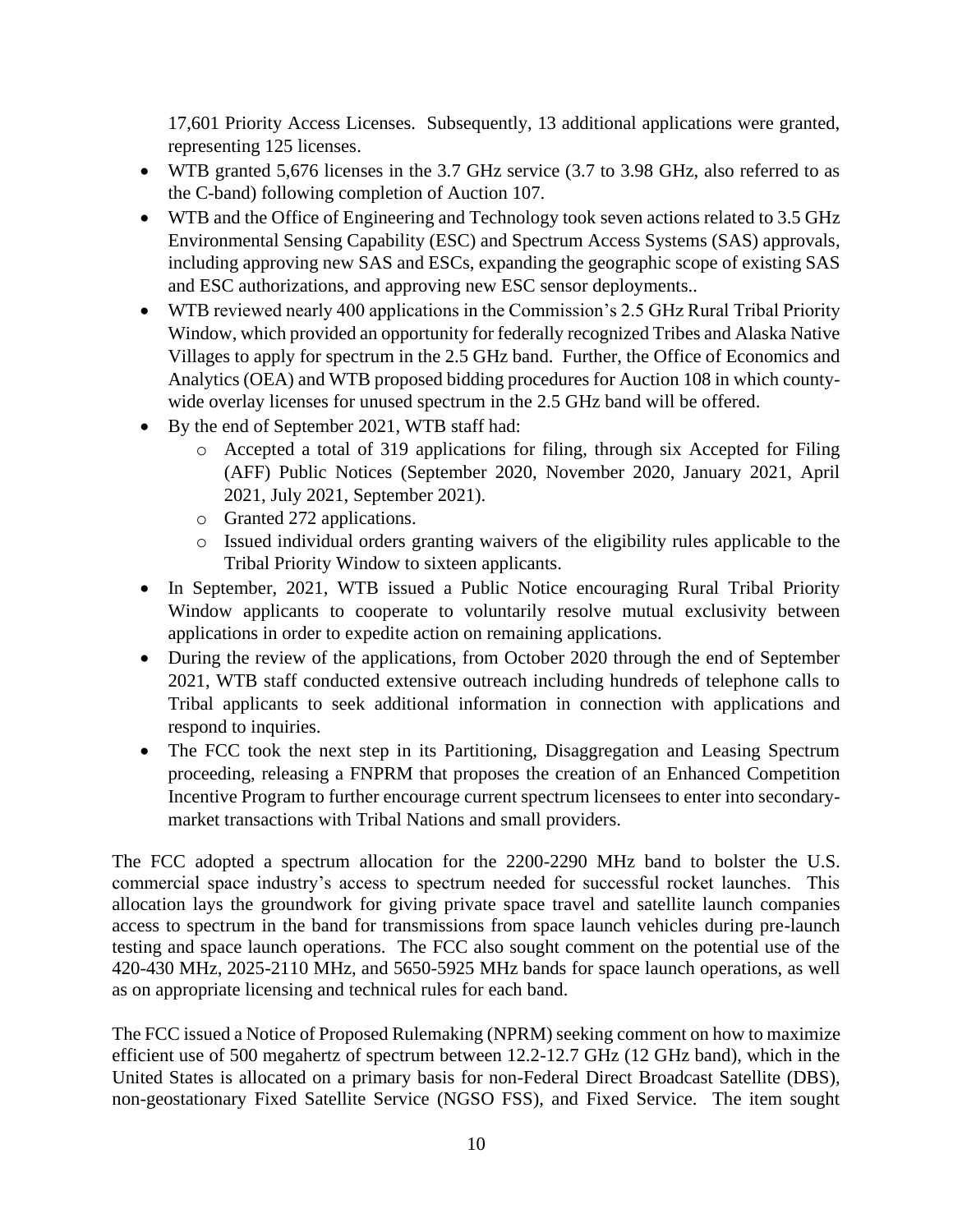17,601 Priority Access Licenses. Subsequently, 13 additional applications were granted, representing 125 licenses.

- WTB granted 5,676 licenses in the 3.7 GHz service (3.7 to 3.98 GHz, also referred to as the C-band) following completion of Auction 107.
- WTB and the Office of Engineering and Technology took seven actions related to 3.5 GHz Environmental Sensing Capability (ESC) and Spectrum Access Systems (SAS) approvals, including approving new SAS and ESCs, expanding the geographic scope of existing SAS and ESC authorizations, and approving new ESC sensor deployments..
- WTB reviewed nearly 400 applications in the Commission's 2.5 GHz Rural Tribal Priority Window, which provided an opportunity for federally recognized Tribes and Alaska Native Villages to apply for spectrum in the 2.5 GHz band. Further, the Office of Economics and Analytics (OEA) and WTB proposed bidding procedures for Auction 108 in which county-wide overlay licenses for unused spectrum in the 2.5 GHz band will be offered.
- By the end of September 2021, WTB staff had:
  - Accepted a total of 319 applications for filing, through six Accepted for Filing (AFF) Public Notices (September 2020, November 2020, January 2021, April 2021, July 2021, September 2021).
  - Granted 272 applications.
  - Issued individual orders granting waivers of the eligibility rules applicable to the Tribal Priority Window to sixteen applicants.
- In September, 2021, WTB issued a Public Notice encouraging Rural Tribal Priority Window applicants to cooperate to voluntarily resolve mutual exclusivity between applications in order to expedite action on remaining applications.
- During the review of the applications, from October 2020 through the end of September 2021, WTB staff conducted extensive outreach including hundreds of telephone calls to Tribal applicants to seek additional information in connection with applications and respond to inquiries.
- The FCC took the next step in its Partitioning, Disaggregation and Leasing Spectrum proceeding, releasing a FNPRM that proposes the creation of an Enhanced Competition Incentive Program to further encourage current spectrum licensees to enter into secondary-market transactions with Tribal Nations and small providers.

The FCC adopted a spectrum allocation for the 2200-2290 MHz band to bolster the U.S. commercial space industry's access to spectrum needed for successful rocket launches. This allocation lays the groundwork for giving private space travel and satellite launch companies access to spectrum in the band for transmissions from space launch vehicles during pre-launch testing and space launch operations. The FCC also sought comment on the potential use of the 420-430 MHz, 2025-2110 MHz, and 5650-5925 MHz bands for space launch operations, as well as on appropriate licensing and technical rules for each band.

The FCC issued a Notice of Proposed Rulemaking (NPRM) seeking comment on how to maximize efficient use of 500 megahertz of spectrum between 12.2-12.7 GHz (12 GHz band), which in the United States is allocated on a primary basis for non-Federal Direct Broadcast Satellite (DBS), non-geostationary Fixed Satellite Service (NGSO FSS), and Fixed Service. The item sought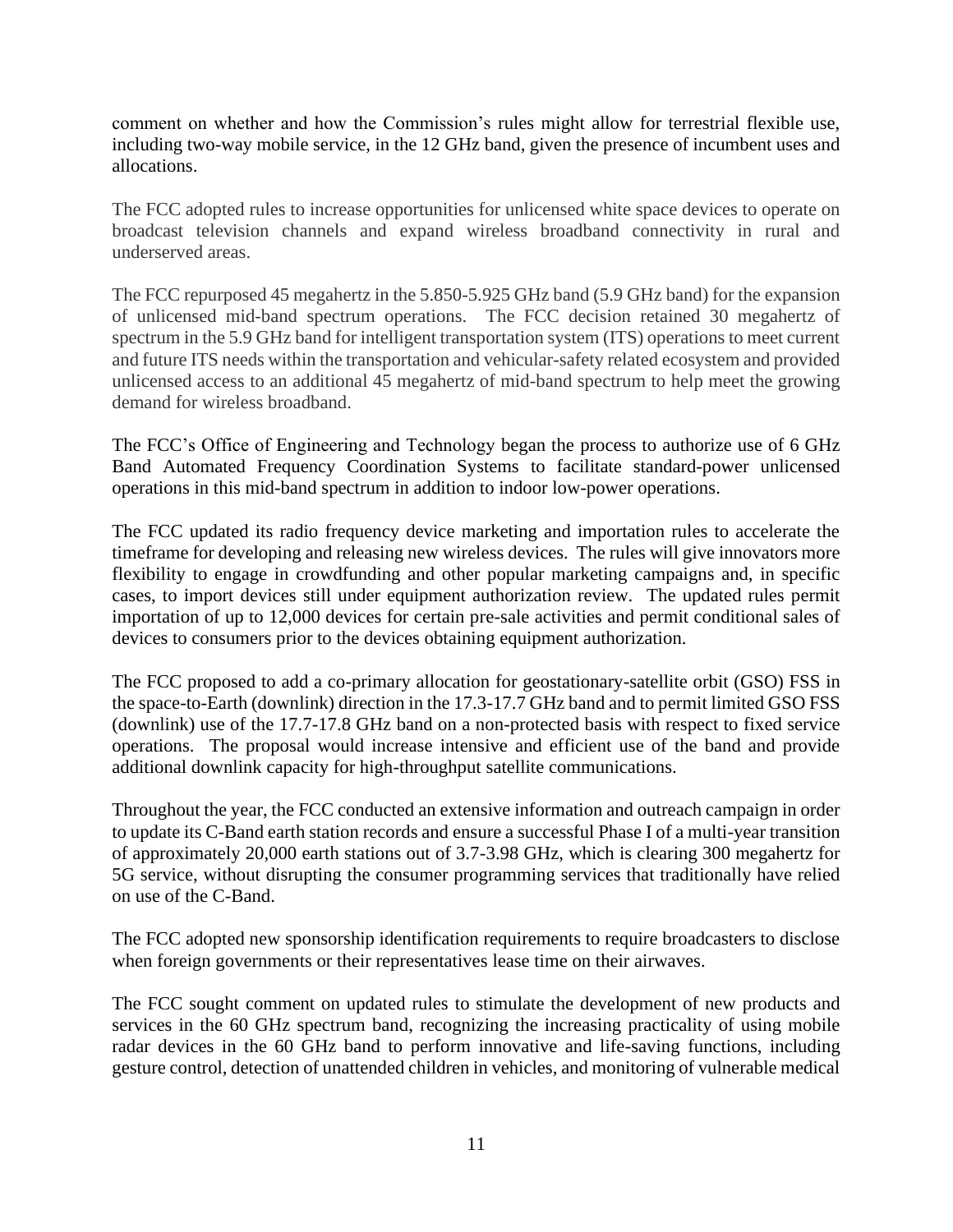comment on whether and how the Commission's rules might allow for terrestrial flexible use, including two-way mobile service, in the 12 GHz band, given the presence of incumbent uses and allocations.

The FCC adopted rules to increase opportunities for unlicensed white space devices to operate on broadcast television channels and expand wireless broadband connectivity in rural and underserved areas.

The FCC repurposed 45 megahertz in the 5.850-5.925 GHz band (5.9 GHz band) for the expansion of unlicensed mid-band spectrum operations. The FCC decision retained 30 megahertz of spectrum in the 5.9 GHz band for intelligent transportation system (ITS) operations to meet current and future ITS needs within the transportation and vehicular-safety related ecosystem and provided unlicensed access to an additional 45 megahertz of mid-band spectrum to help meet the growing demand for wireless broadband.

The FCC's Office of Engineering and Technology began the process to authorize use of 6 GHz Band Automated Frequency Coordination Systems to facilitate standard-power unlicensed operations in this mid-band spectrum in addition to indoor low-power operations.

The FCC updated its radio frequency device marketing and importation rules to accelerate the timeframe for developing and releasing new wireless devices. The rules will give innovators more flexibility to engage in crowdfunding and other popular marketing campaigns and, in specific cases, to import devices still under equipment authorization review. The updated rules permit importation of up to 12,000 devices for certain pre-sale activities and permit conditional sales of devices to consumers prior to the devices obtaining equipment authorization.

The FCC proposed to add a co-primary allocation for geostationary-satellite orbit (GSO) FSS in the space-to-Earth (downlink) direction in the 17.3-17.7 GHz band and to permit limited GSO FSS (downlink) use of the 17.7-17.8 GHz band on a non-protected basis with respect to fixed service operations. The proposal would increase intensive and efficient use of the band and provide additional downlink capacity for high-throughput satellite communications.

Throughout the year, the FCC conducted an extensive information and outreach campaign in order to update its C-Band earth station records and ensure a successful Phase I of a multi-year transition of approximately 20,000 earth stations out of 3.7-3.98 GHz, which is clearing 300 megahertz for 5G service, without disrupting the consumer programming services that traditionally have relied on use of the C-Band.

The FCC adopted new sponsorship identification requirements to require broadcasters to disclose when foreign governments or their representatives lease time on their airwaves.

The FCC sought comment on updated rules to stimulate the development of new products and services in the 60 GHz spectrum band, recognizing the increasing practicality of using mobile radar devices in the 60 GHz band to perform innovative and life-saving functions, including gesture control, detection of unattended children in vehicles, and monitoring of vulnerable medical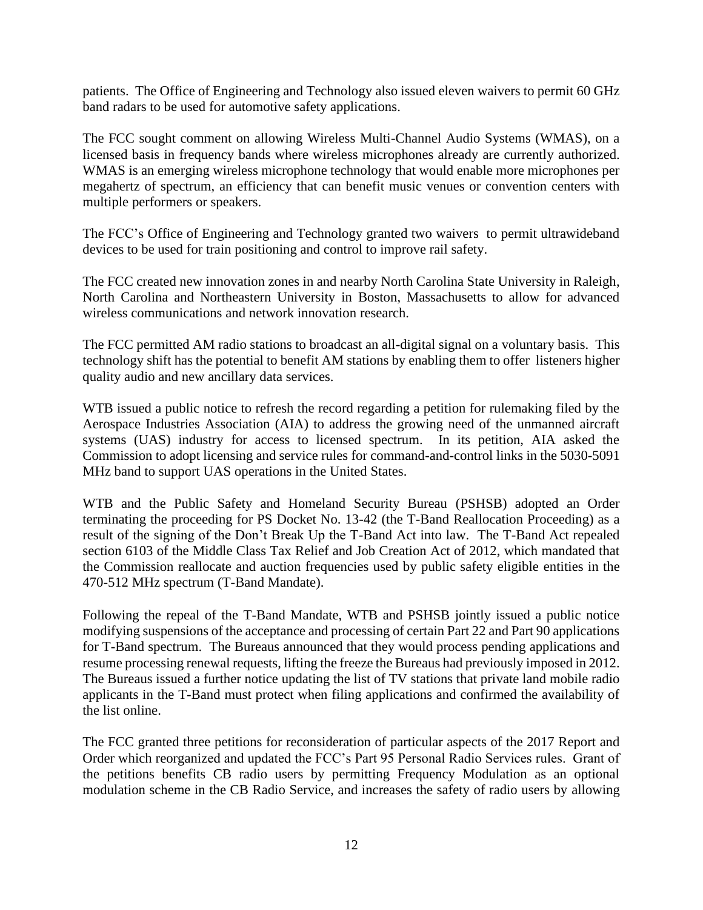patients. The Office of Engineering and Technology also issued eleven waivers to permit 60 GHz band radars to be used for automotive safety applications.

The FCC sought comment on allowing Wireless Multi-Channel Audio Systems (WMAS), on a licensed basis in frequency bands where wireless microphones already are currently authorized. WMAS is an emerging wireless microphone technology that would enable more microphones per megahertz of spectrum, an efficiency that can benefit music venues or convention centers with multiple performers or speakers.

The FCC's Office of Engineering and Technology granted two waivers to permit ultrawideband devices to be used for train positioning and control to improve rail safety.

The FCC created new innovation zones in and nearby North Carolina State University in Raleigh, North Carolina and Northeastern University in Boston, Massachusetts to allow for advanced wireless communications and network innovation research.

The FCC permitted AM radio stations to broadcast an all-digital signal on a voluntary basis. This technology shift has the potential to benefit AM stations by enabling them to offer listeners higher quality audio and new ancillary data services.

WTB issued a public notice to refresh the record regarding a petition for rulemaking filed by the Aerospace Industries Association (AIA) to address the growing need of the unmanned aircraft systems (UAS) industry for access to licensed spectrum. In its petition, AIA asked the Commission to adopt licensing and service rules for command-and-control links in the 5030-5091 MHz band to support UAS operations in the United States.

WTB and the Public Safety and Homeland Security Bureau (PSHSB) adopted an Order terminating the proceeding for PS Docket No. 13-42 (the T-Band Reallocation Proceeding) as a result of the signing of the Don't Break Up the T-Band Act into law. The T-Band Act repealed section 6103 of the Middle Class Tax Relief and Job Creation Act of 2012, which mandated that the Commission reallocate and auction frequencies used by public safety eligible entities in the 470-512 MHz spectrum (T-Band Mandate).

Following the repeal of the T-Band Mandate, WTB and PSHSB jointly issued a public notice modifying suspensions of the acceptance and processing of certain Part 22 and Part 90 applications for T-Band spectrum. The Bureaus announced that they would process pending applications and resume processing renewal requests, lifting the freeze the Bureaus had previously imposed in 2012. The Bureaus issued a further notice updating the list of TV stations that private land mobile radio applicants in the T-Band must protect when filing applications and confirmed the availability of the list online.

The FCC granted three petitions for reconsideration of particular aspects of the 2017 Report and Order which reorganized and updated the FCC's Part 95 Personal Radio Services rules. Grant of the petitions benefits CB radio users by permitting Frequency Modulation as an optional modulation scheme in the CB Radio Service, and increases the safety of radio users by allowing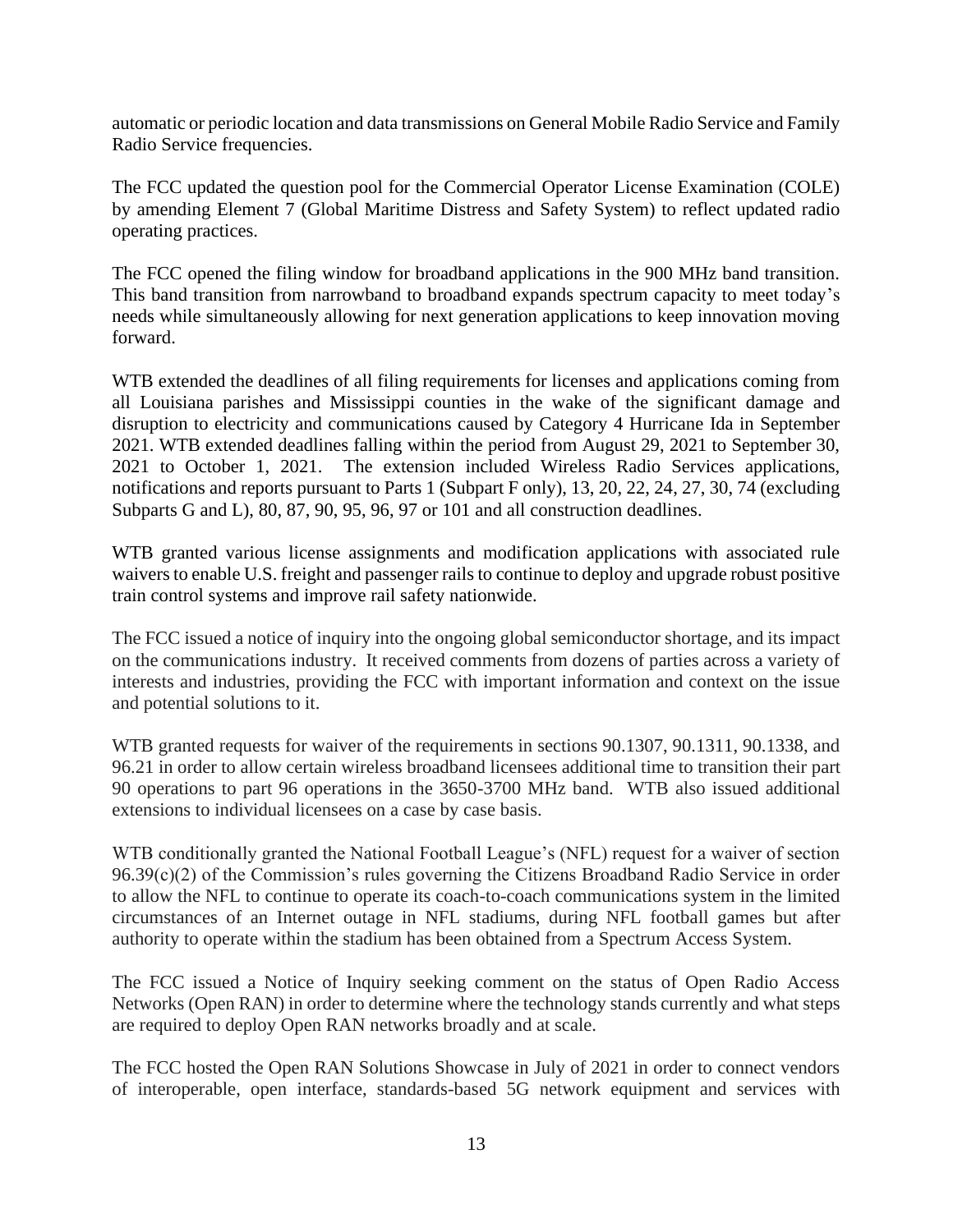automatic or periodic location and data transmissions on General Mobile Radio Service and Family Radio Service frequencies.

The FCC updated the question pool for the Commercial Operator License Examination (COLE) by amending Element 7 (Global Maritime Distress and Safety System) to reflect updated radio operating practices.

The FCC opened the filing window for broadband applications in the 900 MHz band transition. This band transition from narrowband to broadband expands spectrum capacity to meet today's needs while simultaneously allowing for next generation applications to keep innovation moving forward.

WTB extended the deadlines of all filing requirements for licenses and applications coming from all Louisiana parishes and Mississippi counties in the wake of the significant damage and disruption to electricity and communications caused by Category 4 Hurricane Ida in September 2021. WTB extended deadlines falling within the period from August 29, 2021 to September 30, 2021 to October 1, 2021. The extension included Wireless Radio Services applications, notifications and reports pursuant to Parts 1 (Subpart F only), 13, 20, 22, 24, 27, 30, 74 (excluding Subparts G and L), 80, 87, 90, 95, 96, 97 or 101 and all construction deadlines.

WTB granted various license assignments and modification applications with associated rule waivers to enable U.S. freight and passenger rails to continue to deploy and upgrade robust positive train control systems and improve rail safety nationwide.

The FCC issued a notice of inquiry into the ongoing global semiconductor shortage, and its impact on the communications industry. It received comments from dozens of parties across a variety of interests and industries, providing the FCC with important information and context on the issue and potential solutions to it.

WTB granted requests for waiver of the requirements in sections 90.1307, 90.1311, 90.1338, and 96.21 in order to allow certain wireless broadband licensees additional time to transition their part 90 operations to part 96 operations in the 3650-3700 MHz band. WTB also issued additional extensions to individual licensees on a case by case basis.

WTB conditionally granted the National Football League's (NFL) request for a waiver of section 96.39(c)(2) of the Commission's rules governing the Citizens Broadband Radio Service in order to allow the NFL to continue to operate its coach-to-coach communications system in the limited circumstances of an Internet outage in NFL stadiums, during NFL football games but after authority to operate within the stadium has been obtained from a Spectrum Access System.

The FCC issued a Notice of Inquiry seeking comment on the status of Open Radio Access Networks (Open RAN) in order to determine where the technology stands currently and what steps are required to deploy Open RAN networks broadly and at scale.

The FCC hosted the Open RAN Solutions Showcase in July of 2021 in order to connect vendors of interoperable, open interface, standards-based 5G network equipment and services with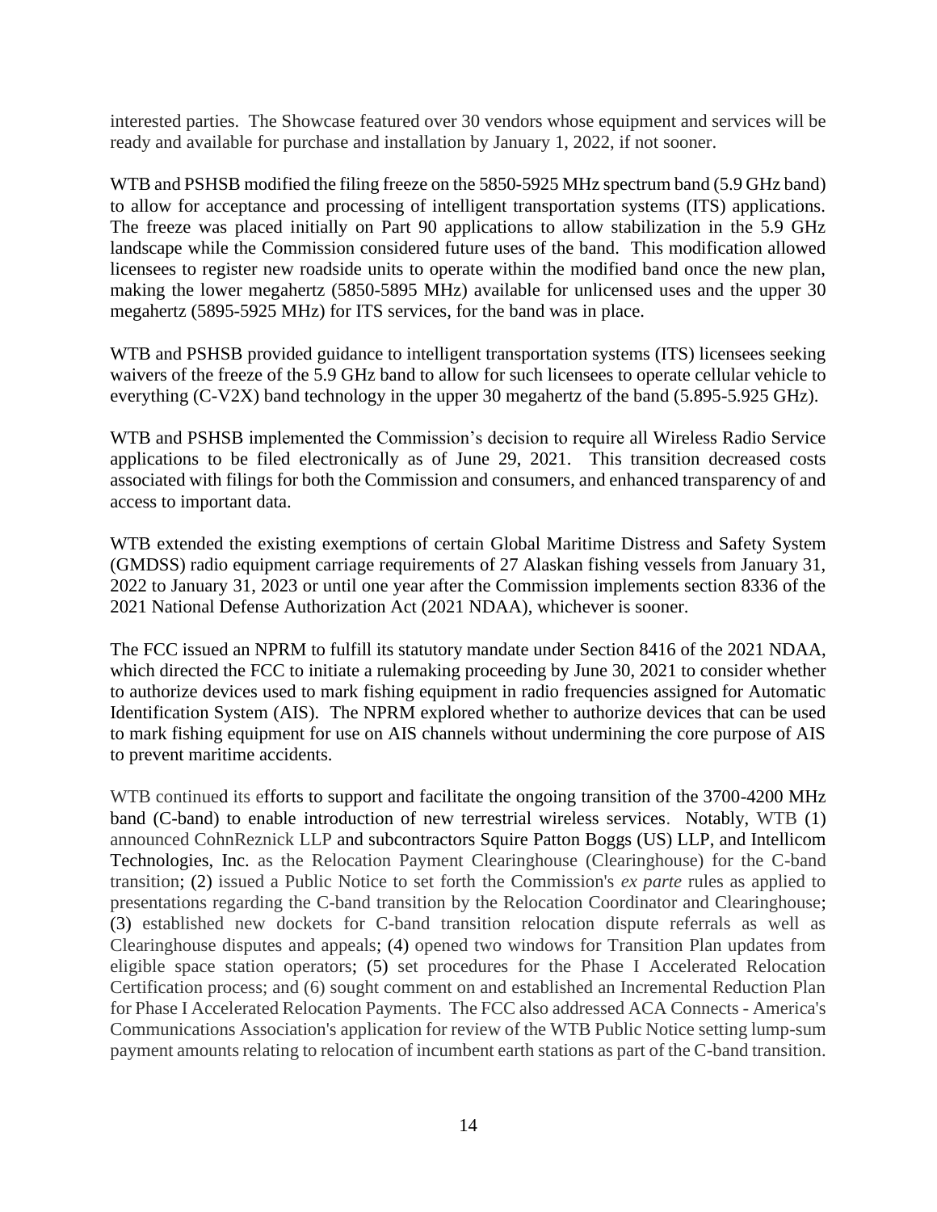interested parties. The Showcase featured over 30 vendors whose equipment and services will be ready and available for purchase and installation by January 1, 2022, if not sooner.

WTB and PSHSB modified the filing freeze on the 5850-5925 MHz spectrum band (5.9 GHz band) to allow for acceptance and processing of intelligent transportation systems (ITS) applications. The freeze was placed initially on Part 90 applications to allow stabilization in the 5.9 GHz landscape while the Commission considered future uses of the band. This modification allowed licensees to register new roadside units to operate within the modified band once the new plan, making the lower megahertz (5850-5895 MHz) available for unlicensed uses and the upper 30 megahertz (5895-5925 MHz) for ITS services, for the band was in place.

WTB and PSHSB provided guidance to intelligent transportation systems (ITS) licensees seeking waivers of the freeze of the 5.9 GHz band to allow for such licensees to operate cellular vehicle to everything (C-V2X) band technology in the upper 30 megahertz of the band (5.895-5.925 GHz).

WTB and PSHSB implemented the Commission's decision to require all Wireless Radio Service applications to be filed electronically as of June 29, 2021. This transition decreased costs associated with filings for both the Commission and consumers, and enhanced transparency of and access to important data.

WTB extended the existing exemptions of certain Global Maritime Distress and Safety System (GMDSS) radio equipment carriage requirements of 27 Alaskan fishing vessels from January 31, 2022 to January 31, 2023 or until one year after the Commission implements section 8336 of the 2021 National Defense Authorization Act (2021 NDAA), whichever is sooner.

The FCC issued an NPRM to fulfill its statutory mandate under Section 8416 of the 2021 NDAA, which directed the FCC to initiate a rulemaking proceeding by June 30, 2021 to consider whether to authorize devices used to mark fishing equipment in radio frequencies assigned for Automatic Identification System (AIS). The NPRM explored whether to authorize devices that can be used to mark fishing equipment for use on AIS channels without undermining the core purpose of AIS to prevent maritime accidents.

WTB continued its efforts to support and facilitate the ongoing transition of the 3700-4200 MHz band (C-band) to enable introduction of new terrestrial wireless services. Notably, WTB (1) announced CohnReznick LLP and subcontractors Squire Patton Boggs (US) LLP, and Intellicom Technologies, Inc. as the Relocation Payment Clearinghouse (Clearinghouse) for the C-band transition; (2) issued a Public Notice to set forth the Commission's *ex parte* rules as applied to presentations regarding the C-band transition by the Relocation Coordinator and Clearinghouse; (3) established new dockets for C-band transition relocation dispute referrals as well as Clearinghouse disputes and appeals; (4) opened two windows for Transition Plan updates from eligible space station operators; (5) set procedures for the Phase I Accelerated Relocation Certification process; and (6) sought comment on and established an Incremental Reduction Plan for Phase I Accelerated Relocation Payments. The FCC also addressed ACA Connects - America's Communications Association's application for review of the WTB Public Notice setting lump-sum payment amounts relating to relocation of incumbent earth stations as part of the C-band transition.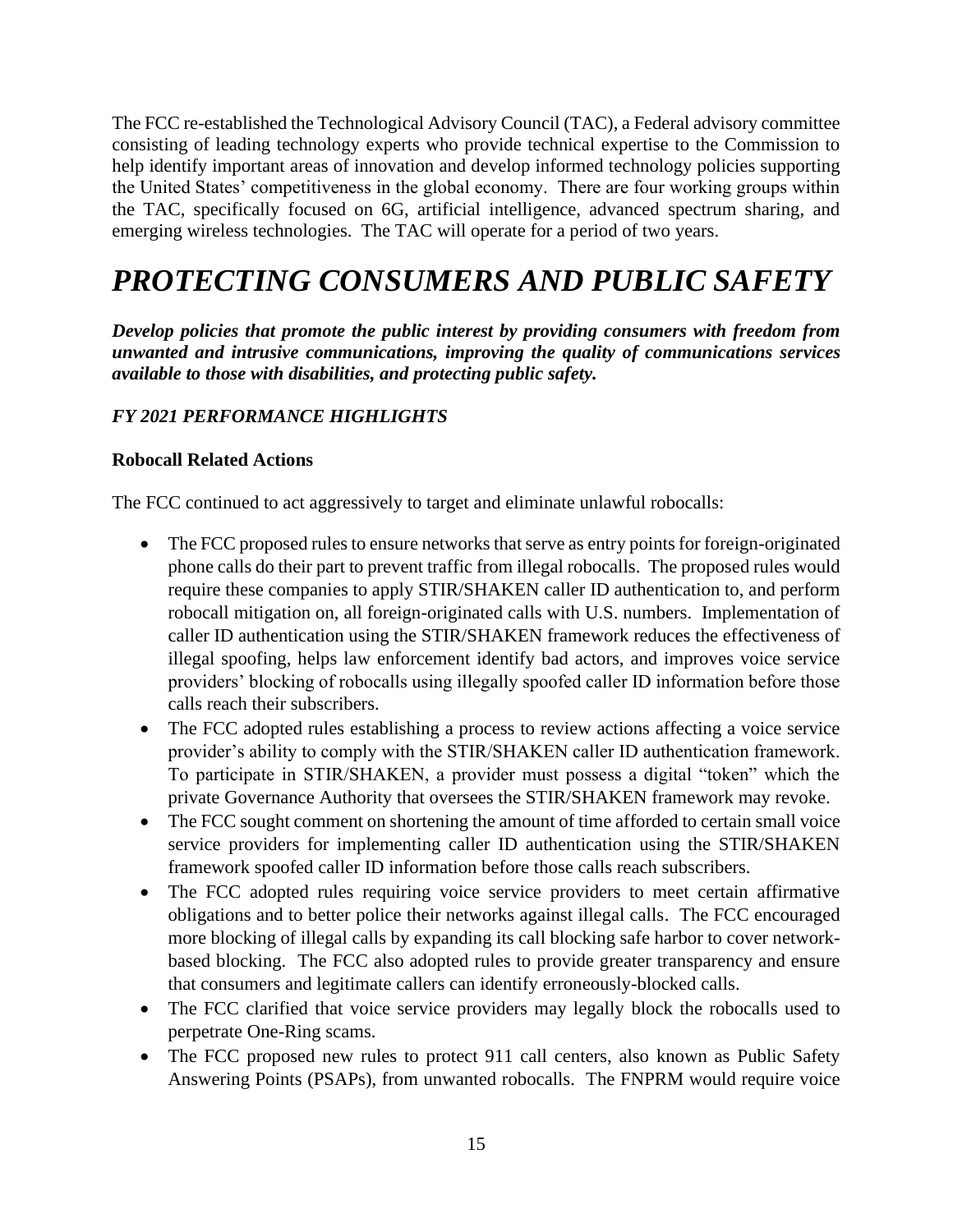The FCC re-established the Technological Advisory Council (TAC), a Federal advisory committee consisting of leading technology experts who provide technical expertise to the Commission to help identify important areas of innovation and develop informed technology policies supporting the United States' competitiveness in the global economy. There are four working groups within the TAC, specifically focused on 6G, artificial intelligence, advanced spectrum sharing, and emerging wireless technologies. The TAC will operate for a period of two years.

# *PROTECTING CONSUMERS AND PUBLIC SAFETY*

***Develop policies that promote the public interest by providing consumers with freedom from unwanted and intrusive communications, improving the quality of communications services available to those with disabilities, and protecting public safety.***

### *FY 2021 PERFORMANCE HIGHLIGHTS*

**Robocall Related Actions**

The FCC continued to act aggressively to target and eliminate unlawful robocalls:

- The FCC proposed rules to ensure networks that serve as entry points for foreign-originated phone calls do their part to prevent traffic from illegal robocalls. The proposed rules would require these companies to apply STIR/SHAKEN caller ID authentication to, and perform robocall mitigation on, all foreign-originated calls with U.S. numbers. Implementation of caller ID authentication using the STIR/SHAKEN framework reduces the effectiveness of illegal spoofing, helps law enforcement identify bad actors, and improves voice service providers' blocking of robocalls using illegally spoofed caller ID information before those calls reach their subscribers.
- The FCC adopted rules establishing a process to review actions affecting a voice service provider's ability to comply with the STIR/SHAKEN caller ID authentication framework. To participate in STIR/SHAKEN, a provider must possess a digital "token" which the private Governance Authority that oversees the STIR/SHAKEN framework may revoke.
- The FCC sought comment on shortening the amount of time afforded to certain small voice service providers for implementing caller ID authentication using the STIR/SHAKEN framework spoofed caller ID information before those calls reach subscribers.
- The FCC adopted rules requiring voice service providers to meet certain affirmative obligations and to better police their networks against illegal calls. The FCC encouraged more blocking of illegal calls by expanding its call blocking safe harbor to cover network-based blocking. The FCC also adopted rules to provide greater transparency and ensure that consumers and legitimate callers can identify erroneously-blocked calls.
- The FCC clarified that voice service providers may legally block the robocalls used to perpetrate One-Ring scams.
- The FCC proposed new rules to protect 911 call centers, also known as Public Safety Answering Points (PSAPs), from unwanted robocalls. The FNPRM would require voice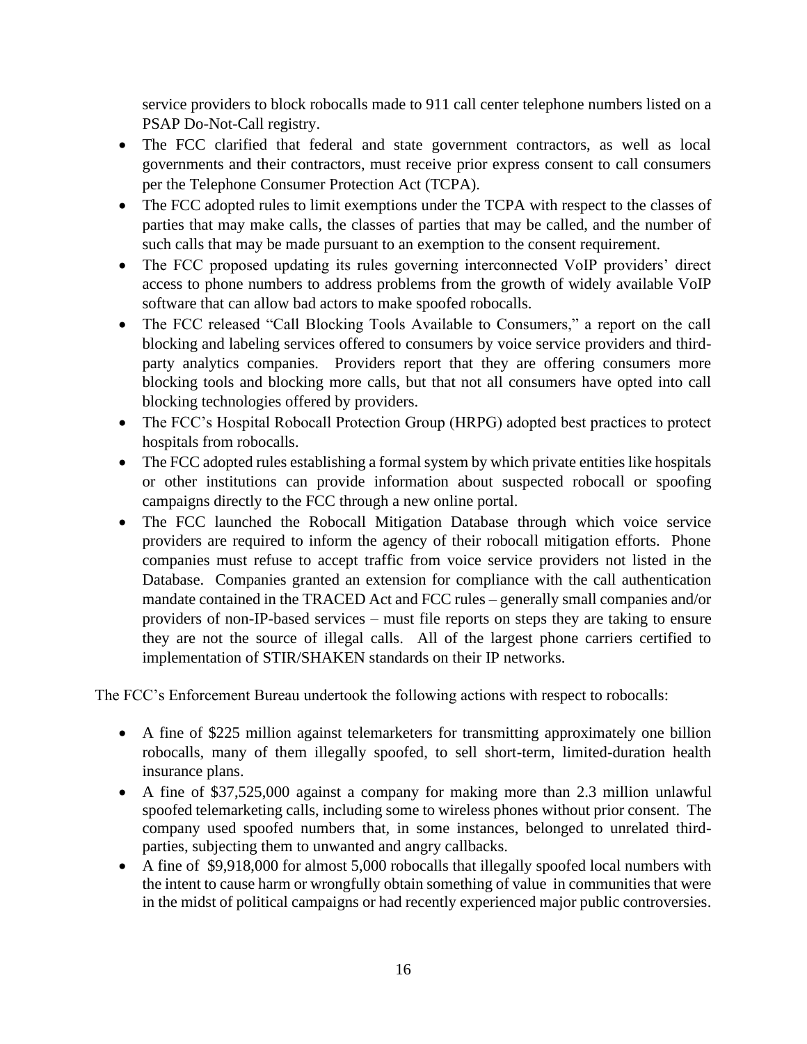service providers to block robocalls made to 911 call center telephone numbers listed on a PSAP Do-Not-Call registry.

- The FCC clarified that federal and state government contractors, as well as local governments and their contractors, must receive prior express consent to call consumers per the Telephone Consumer Protection Act (TCPA).
- The FCC adopted rules to limit exemptions under the TCPA with respect to the classes of parties that may make calls, the classes of parties that may be called, and the number of such calls that may be made pursuant to an exemption to the consent requirement.
- The FCC proposed updating its rules governing interconnected VoIP providers' direct access to phone numbers to address problems from the growth of widely available VoIP software that can allow bad actors to make spoofed robocalls.
- The FCC released "Call Blocking Tools Available to Consumers," a report on the call blocking and labeling services offered to consumers by voice service providers and third-party analytics companies. Providers report that they are offering consumers more blocking tools and blocking more calls, but that not all consumers have opted into call blocking technologies offered by providers.
- The FCC's Hospital Robocall Protection Group (HRPG) adopted best practices to protect hospitals from robocalls.
- The FCC adopted rules establishing a formal system by which private entities like hospitals or other institutions can provide information about suspected robocall or spoofing campaigns directly to the FCC through a new online portal.
- The FCC launched the Robocall Mitigation Database through which voice service providers are required to inform the agency of their robocall mitigation efforts. Phone companies must refuse to accept traffic from voice service providers not listed in the Database. Companies granted an extension for compliance with the call authentication mandate contained in the TRACED Act and FCC rules – generally small companies and/or providers of non-IP-based services – must file reports on steps they are taking to ensure they are not the source of illegal calls. All of the largest phone carriers certified to implementation of STIR/SHAKEN standards on their IP networks.

The FCC's Enforcement Bureau undertook the following actions with respect to robocalls:

- A fine of $225 million against telemarketers for transmitting approximately one billion robocalls, many of them illegally spoofed, to sell short-term, limited-duration health insurance plans.
- A fine of $37,525,000 against a company for making more than 2.3 million unlawful spoofed telemarketing calls, including some to wireless phones without prior consent. The company used spoofed numbers that, in some instances, belonged to unrelated third-parties, subjecting them to unwanted and angry callbacks.
- A fine of $9,918,000 for almost 5,000 robocalls that illegally spoofed local numbers with the intent to cause harm or wrongfully obtain something of value in communities that were in the midst of political campaigns or had recently experienced major public controversies.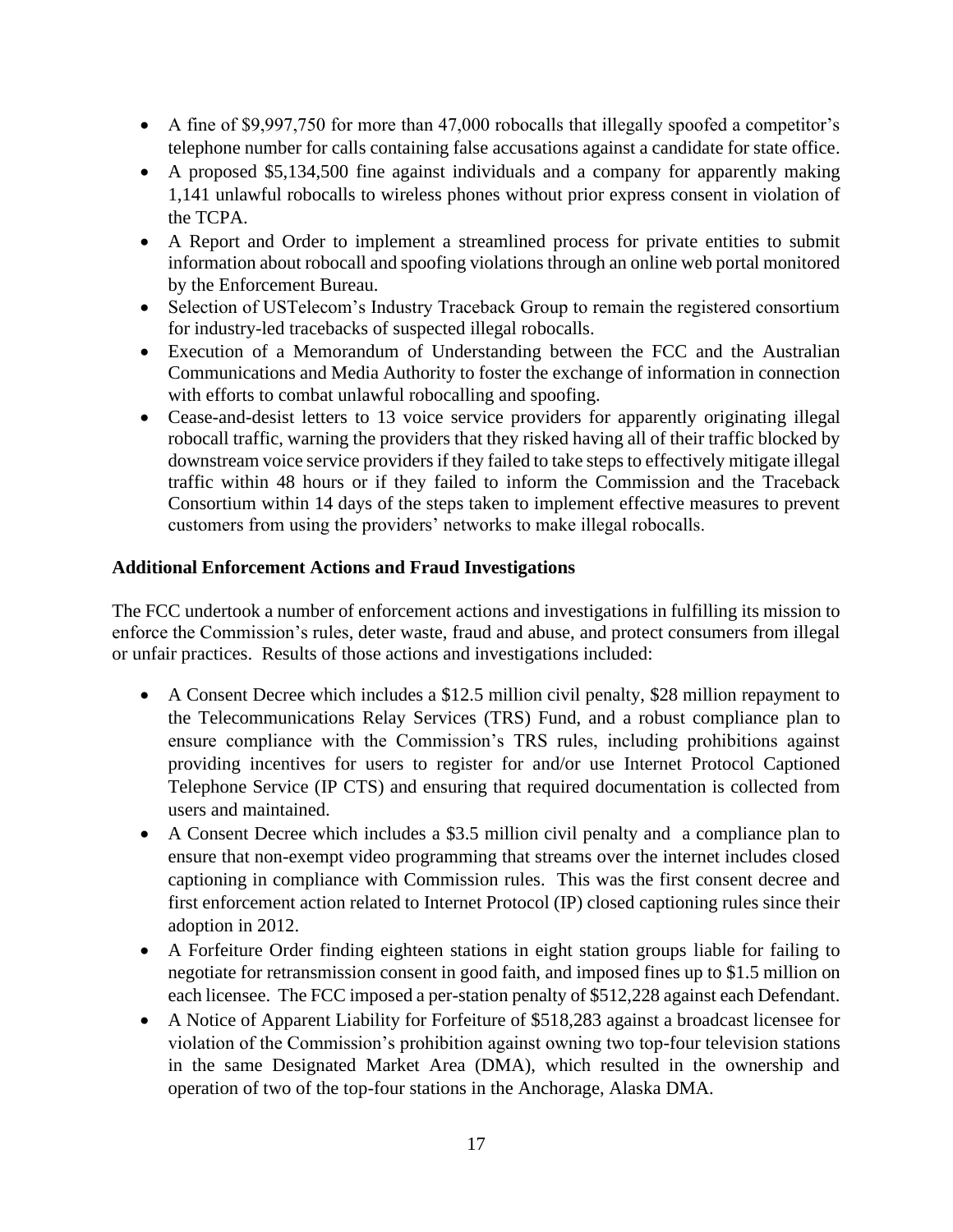- A fine of $9,997,750 for more than 47,000 robocalls that illegally spoofed a competitor's telephone number for calls containing false accusations against a candidate for state office.
- A proposed $5,134,500 fine against individuals and a company for apparently making 1,141 unlawful robocalls to wireless phones without prior express consent in violation of the TCPA.
- A Report and Order to implement a streamlined process for private entities to submit information about robocall and spoofing violations through an online web portal monitored by the Enforcement Bureau.
- Selection of USTelecom's Industry Traceback Group to remain the registered consortium for industry-led tracebacks of suspected illegal robocalls.
- Execution of a Memorandum of Understanding between the FCC and the Australian Communications and Media Authority to foster the exchange of information in connection with efforts to combat unlawful robocalling and spoofing.
- Cease-and-desist letters to 13 voice service providers for apparently originating illegal robocall traffic, warning the providers that they risked having all of their traffic blocked by downstream voice service providers if they failed to take steps to effectively mitigate illegal traffic within 48 hours or if they failed to inform the Commission and the Traceback Consortium within 14 days of the steps taken to implement effective measures to prevent customers from using the providers' networks to make illegal robocalls.

**Additional Enforcement Actions and Fraud Investigations**

The FCC undertook a number of enforcement actions and investigations in fulfilling its mission to enforce the Commission's rules, deter waste, fraud and abuse, and protect consumers from illegal or unfair practices. Results of those actions and investigations included:

- A Consent Decree which includes a $12.5 million civil penalty, $28 million repayment to the Telecommunications Relay Services (TRS) Fund, and a robust compliance plan to ensure compliance with the Commission's TRS rules, including prohibitions against providing incentives for users to register for and/or use Internet Protocol Captioned Telephone Service (IP CTS) and ensuring that required documentation is collected from users and maintained.
- A Consent Decree which includes a $3.5 million civil penalty and a compliance plan to ensure that non-exempt video programming that streams over the internet includes closed captioning in compliance with Commission rules. This was the first consent decree and first enforcement action related to Internet Protocol (IP) closed captioning rules since their adoption in 2012.
- A Forfeiture Order finding eighteen stations in eight station groups liable for failing to negotiate for retransmission consent in good faith, and imposed fines up to $1.5 million on each licensee. The FCC imposed a per-station penalty of $512,228 against each Defendant.
- A Notice of Apparent Liability for Forfeiture of $518,283 against a broadcast licensee for violation of the Commission's prohibition against owning two top-four television stations in the same Designated Market Area (DMA), which resulted in the ownership and operation of two of the top-four stations in the Anchorage, Alaska DMA.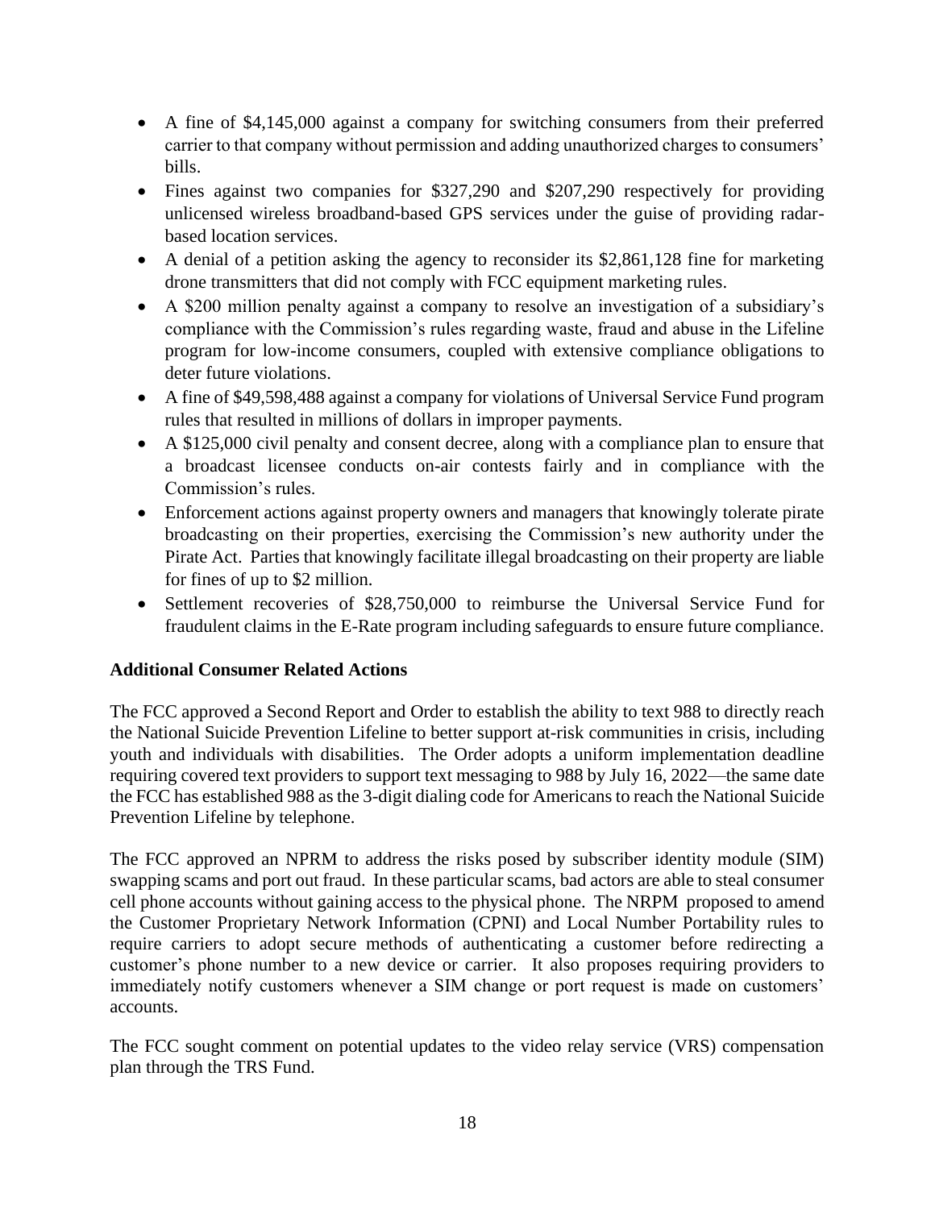- A fine of $4,145,000 against a company for switching consumers from their preferred carrier to that company without permission and adding unauthorized charges to consumers' bills.
- Fines against two companies for $327,290 and $207,290 respectively for providing unlicensed wireless broadband-based GPS services under the guise of providing radar-based location services.
- A denial of a petition asking the agency to reconsider its $2,861,128 fine for marketing drone transmitters that did not comply with FCC equipment marketing rules.
- A $200 million penalty against a company to resolve an investigation of a subsidiary's compliance with the Commission's rules regarding waste, fraud and abuse in the Lifeline program for low-income consumers, coupled with extensive compliance obligations to deter future violations.
- A fine of $49,598,488 against a company for violations of Universal Service Fund program rules that resulted in millions of dollars in improper payments.
- A $125,000 civil penalty and consent decree, along with a compliance plan to ensure that a broadcast licensee conducts on-air contests fairly and in compliance with the Commission's rules.
- Enforcement actions against property owners and managers that knowingly tolerate pirate broadcasting on their properties, exercising the Commission's new authority under the Pirate Act. Parties that knowingly facilitate illegal broadcasting on their property are liable for fines of up to $2 million.
- Settlement recoveries of $28,750,000 to reimburse the Universal Service Fund for fraudulent claims in the E-Rate program including safeguards to ensure future compliance.

**Additional Consumer Related Actions**

The FCC approved a Second Report and Order to establish the ability to text 988 to directly reach the National Suicide Prevention Lifeline to better support at-risk communities in crisis, including youth and individuals with disabilities. The Order adopts a uniform implementation deadline requiring covered text providers to support text messaging to 988 by July 16, 2022—the same date the FCC has established 988 as the 3-digit dialing code for Americans to reach the National Suicide Prevention Lifeline by telephone.

The FCC approved an NPRM to address the risks posed by subscriber identity module (SIM) swapping scams and port out fraud. In these particular scams, bad actors are able to steal consumer cell phone accounts without gaining access to the physical phone. The NRPM proposed to amend the Customer Proprietary Network Information (CPNI) and Local Number Portability rules to require carriers to adopt secure methods of authenticating a customer before redirecting a customer's phone number to a new device or carrier. It also proposes requiring providers to immediately notify customers whenever a SIM change or port request is made on customers' accounts.

The FCC sought comment on potential updates to the video relay service (VRS) compensation plan through the TRS Fund.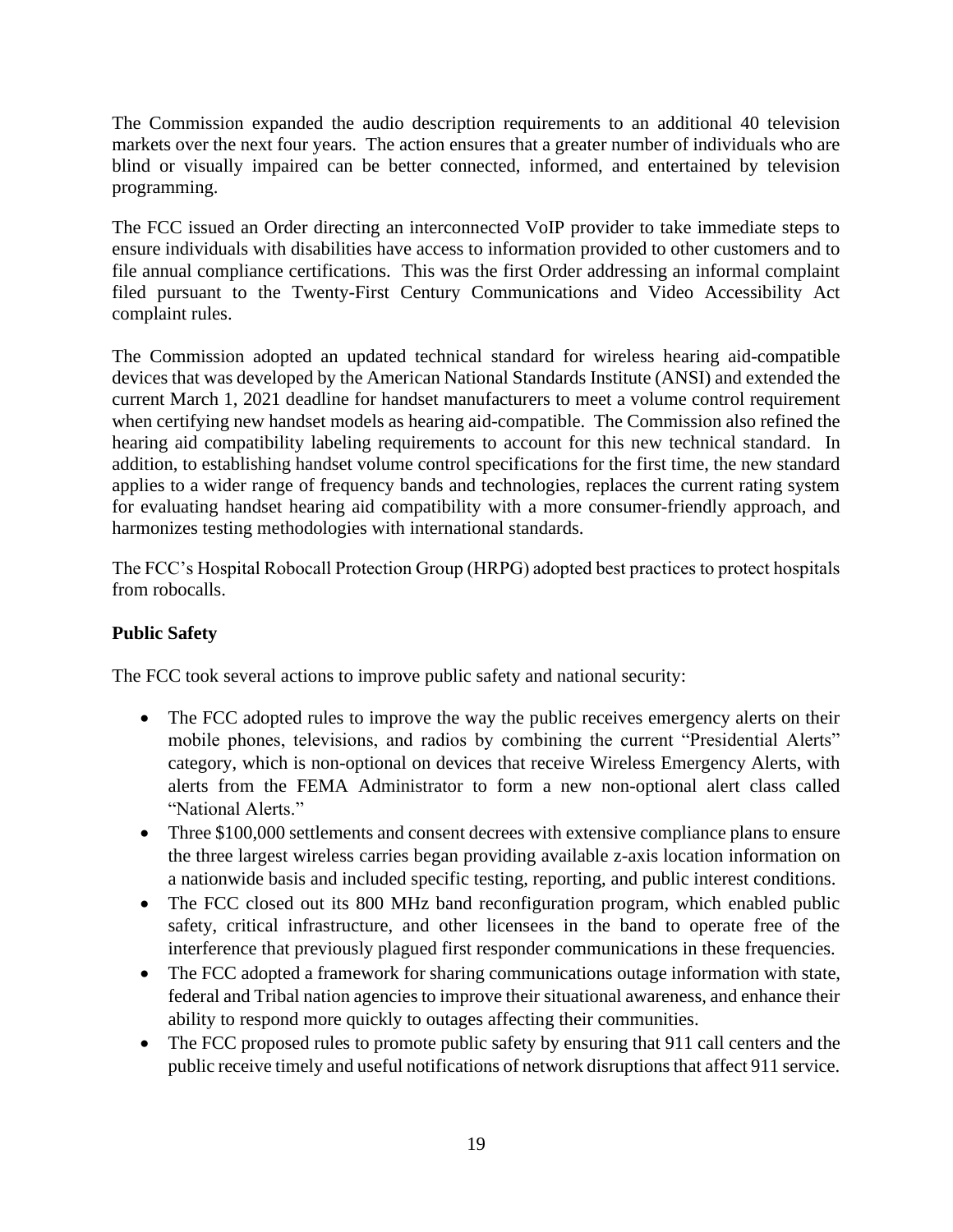The Commission expanded the audio description requirements to an additional 40 television markets over the next four years. The action ensures that a greater number of individuals who are blind or visually impaired can be better connected, informed, and entertained by television programming.

The FCC issued an Order directing an interconnected VoIP provider to take immediate steps to ensure individuals with disabilities have access to information provided to other customers and to file annual compliance certifications. This was the first Order addressing an informal complaint filed pursuant to the Twenty-First Century Communications and Video Accessibility Act complaint rules.

The Commission adopted an updated technical standard for wireless hearing aid-compatible devices that was developed by the American National Standards Institute (ANSI) and extended the current March 1, 2021 deadline for handset manufacturers to meet a volume control requirement when certifying new handset models as hearing aid-compatible. The Commission also refined the hearing aid compatibility labeling requirements to account for this new technical standard. In addition, to establishing handset volume control specifications for the first time, the new standard applies to a wider range of frequency bands and technologies, replaces the current rating system for evaluating handset hearing aid compatibility with a more consumer-friendly approach, and harmonizes testing methodologies with international standards.

The FCC's Hospital Robocall Protection Group (HRPG) adopted best practices to protect hospitals from robocalls.

**Public Safety**

The FCC took several actions to improve public safety and national security:

- The FCC adopted rules to improve the way the public receives emergency alerts on their mobile phones, televisions, and radios by combining the current "Presidential Alerts" category, which is non-optional on devices that receive Wireless Emergency Alerts, with alerts from the FEMA Administrator to form a new non-optional alert class called "National Alerts."
- Three $100,000 settlements and consent decrees with extensive compliance plans to ensure the three largest wireless carries began providing available z-axis location information on a nationwide basis and included specific testing, reporting, and public interest conditions.
- The FCC closed out its 800 MHz band reconfiguration program, which enabled public safety, critical infrastructure, and other licensees in the band to operate free of the interference that previously plagued first responder communications in these frequencies.
- The FCC adopted a framework for sharing communications outage information with state, federal and Tribal nation agencies to improve their situational awareness, and enhance their ability to respond more quickly to outages affecting their communities.
- The FCC proposed rules to promote public safety by ensuring that 911 call centers and the public receive timely and useful notifications of network disruptions that affect 911 service.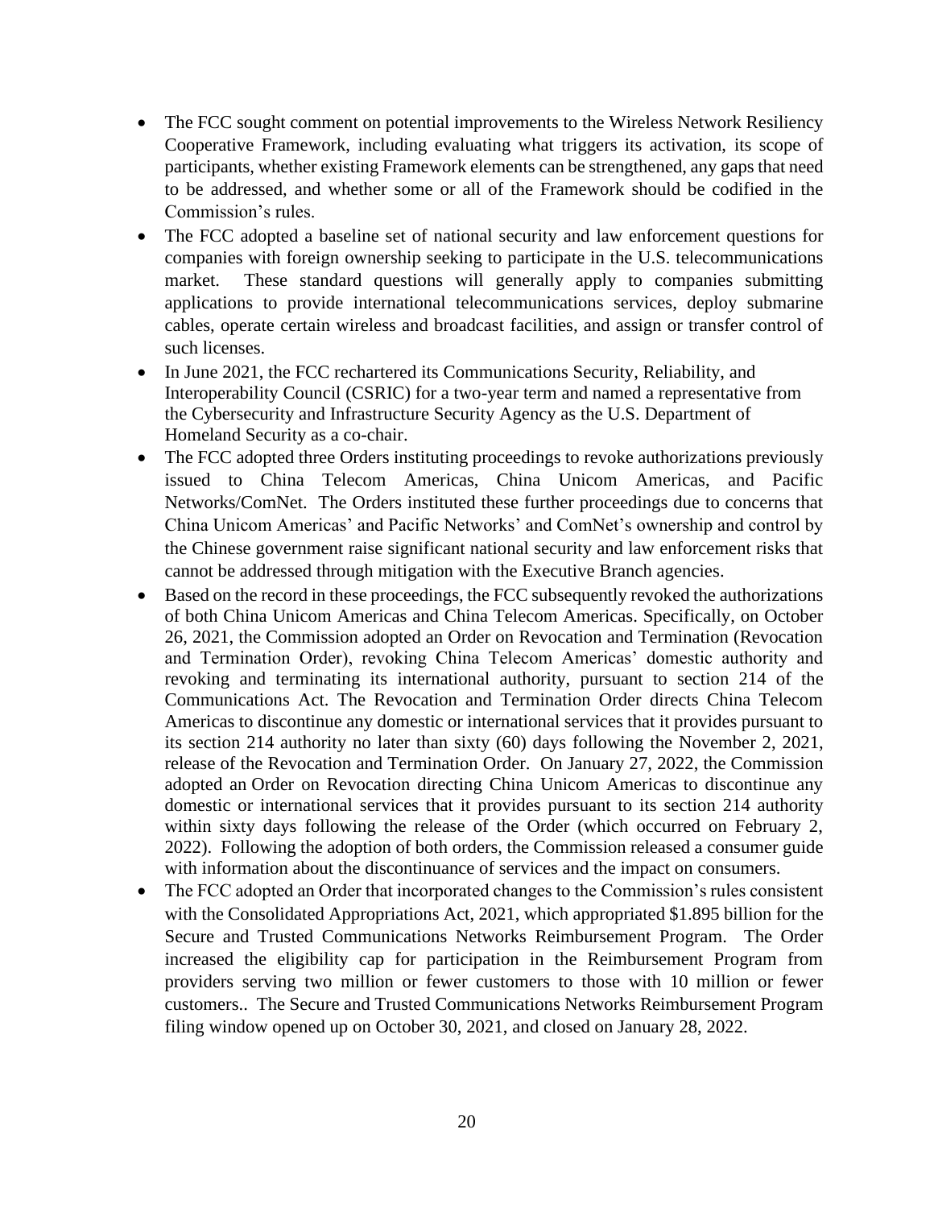- The FCC sought comment on potential improvements to the Wireless Network Resiliency Cooperative Framework, including evaluating what triggers its activation, its scope of participants, whether existing Framework elements can be strengthened, any gaps that need to be addressed, and whether some or all of the Framework should be codified in the Commission's rules.
- The FCC adopted a baseline set of national security and law enforcement questions for companies with foreign ownership seeking to participate in the U.S. telecommunications market. These standard questions will generally apply to companies submitting applications to provide international telecommunications services, deploy submarine cables, operate certain wireless and broadcast facilities, and assign or transfer control of such licenses.
- In June 2021, the FCC rechartered its Communications Security, Reliability, and Interoperability Council (CSRIC) for a two-year term and named a representative from the Cybersecurity and Infrastructure Security Agency as the U.S. Department of Homeland Security as a co-chair.
- The FCC adopted three Orders instituting proceedings to revoke authorizations previously issued to China Telecom Americas, China Unicom Americas, and Pacific Networks/ComNet. The Orders instituted these further proceedings due to concerns that China Unicom Americas' and Pacific Networks' and ComNet's ownership and control by the Chinese government raise significant national security and law enforcement risks that cannot be addressed through mitigation with the Executive Branch agencies.
- Based on the record in these proceedings, the FCC subsequently revoked the authorizations of both China Unicom Americas and China Telecom Americas. Specifically, on October 26, 2021, the Commission adopted an Order on Revocation and Termination (Revocation and Termination Order), revoking China Telecom Americas' domestic authority and revoking and terminating its international authority, pursuant to section 214 of the Communications Act. The Revocation and Termination Order directs China Telecom Americas to discontinue any domestic or international services that it provides pursuant to its section 214 authority no later than sixty (60) days following the November 2, 2021, release of the Revocation and Termination Order. On January 27, 2022, the Commission adopted an Order on Revocation directing China Unicom Americas to discontinue any domestic or international services that it provides pursuant to its section 214 authority within sixty days following the release of the Order (which occurred on February 2, 2022). Following the adoption of both orders, the Commission released a consumer guide with information about the discontinuance of services and the impact on consumers.
- The FCC adopted an Order that incorporated changes to the Commission's rules consistent with the Consolidated Appropriations Act, 2021, which appropriated $1.895 billion for the Secure and Trusted Communications Networks Reimbursement Program. The Order increased the eligibility cap for participation in the Reimbursement Program from providers serving two million or fewer customers to those with 10 million or fewer customers.. The Secure and Trusted Communications Networks Reimbursement Program filing window opened up on October 30, 2021, and closed on January 28, 2022.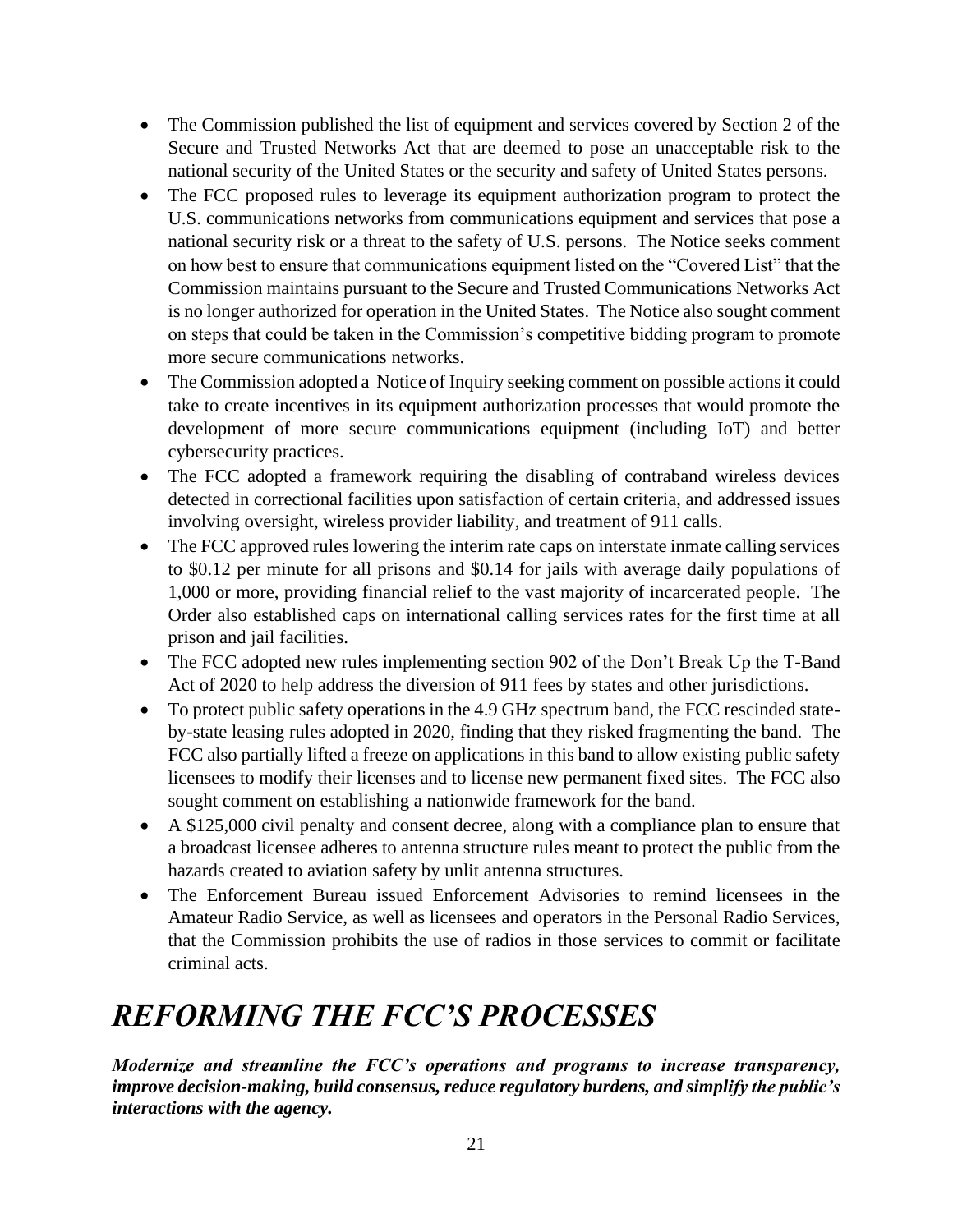- The Commission published the list of equipment and services covered by Section 2 of the Secure and Trusted Networks Act that are deemed to pose an unacceptable risk to the national security of the United States or the security and safety of United States persons.
- The FCC proposed rules to leverage its equipment authorization program to protect the U.S. communications networks from communications equipment and services that pose a national security risk or a threat to the safety of U.S. persons. The Notice seeks comment on how best to ensure that communications equipment listed on the "Covered List" that the Commission maintains pursuant to the Secure and Trusted Communications Networks Act is no longer authorized for operation in the United States. The Notice also sought comment on steps that could be taken in the Commission's competitive bidding program to promote more secure communications networks.
- The Commission adopted a Notice of Inquiry seeking comment on possible actions it could take to create incentives in its equipment authorization processes that would promote the development of more secure communications equipment (including IoT) and better cybersecurity practices.
- The FCC adopted a framework requiring the disabling of contraband wireless devices detected in correctional facilities upon satisfaction of certain criteria, and addressed issues involving oversight, wireless provider liability, and treatment of 911 calls.
- The FCC approved rules lowering the interim rate caps on interstate inmate calling services to $0.12 per minute for all prisons and $0.14 for jails with average daily populations of 1,000 or more, providing financial relief to the vast majority of incarcerated people. The Order also established caps on international calling services rates for the first time at all prison and jail facilities.
- The FCC adopted new rules implementing section 902 of the Don't Break Up the T-Band Act of 2020 to help address the diversion of 911 fees by states and other jurisdictions.
- To protect public safety operations in the 4.9 GHz spectrum band, the FCC rescinded state-by-state leasing rules adopted in 2020, finding that they risked fragmenting the band. The FCC also partially lifted a freeze on applications in this band to allow existing public safety licensees to modify their licenses and to license new permanent fixed sites. The FCC also sought comment on establishing a nationwide framework for the band.
- A $125,000 civil penalty and consent decree, along with a compliance plan to ensure that a broadcast licensee adheres to antenna structure rules meant to protect the public from the hazards created to aviation safety by unlit antenna structures.
- The Enforcement Bureau issued Enforcement Advisories to remind licensees in the Amateur Radio Service, as well as licensees and operators in the Personal Radio Services, that the Commission prohibits the use of radios in those services to commit or facilitate criminal acts.

# *REFORMING THE FCC'S PROCESSES*

***Modernize and streamline the FCC's operations and programs to increase transparency, improve decision-making, build consensus, reduce regulatory burdens, and simplify the public's interactions with the agency.***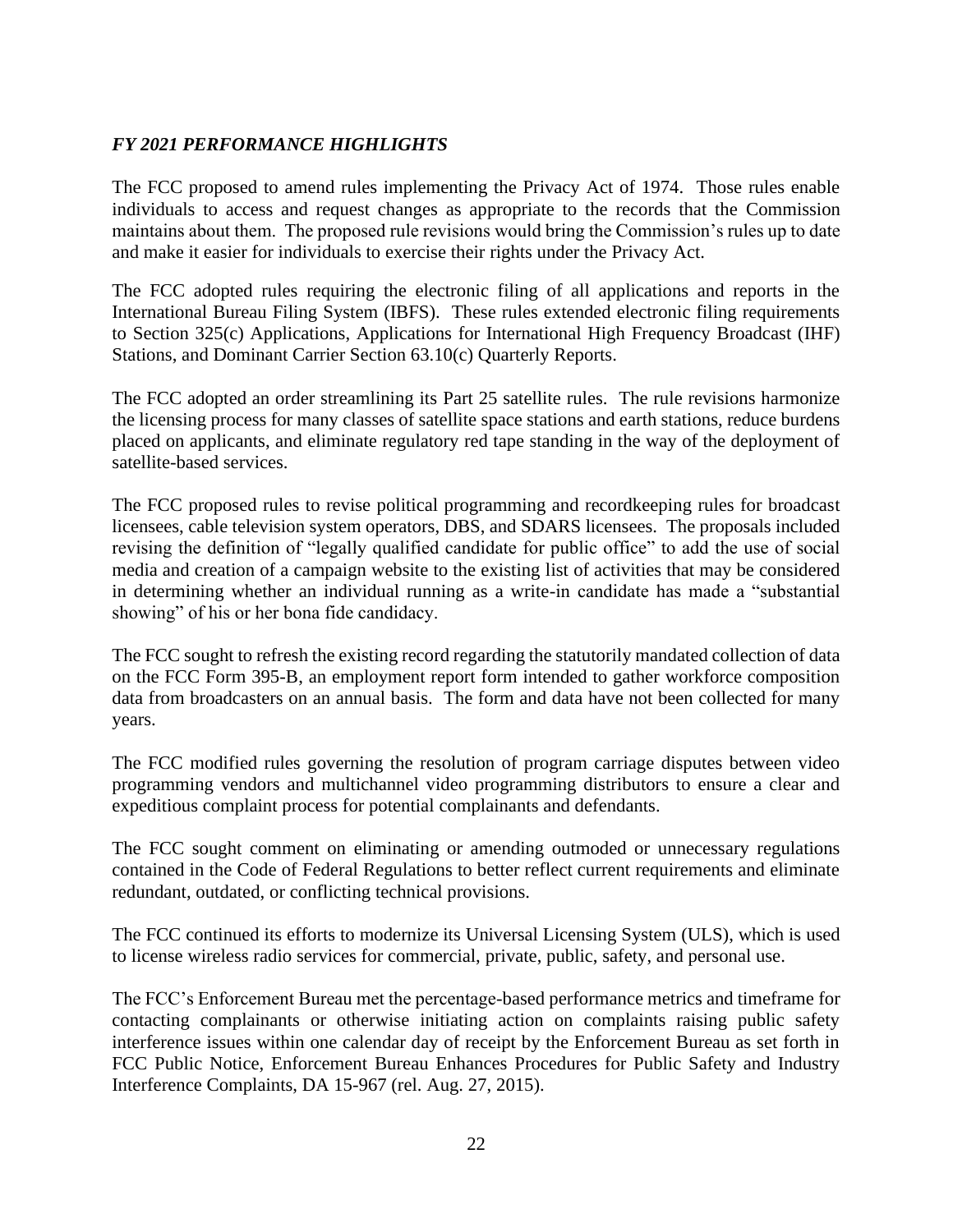### *FY 2021 PERFORMANCE HIGHLIGHTS*

The FCC proposed to amend rules implementing the Privacy Act of 1974. Those rules enable individuals to access and request changes as appropriate to the records that the Commission maintains about them. The proposed rule revisions would bring the Commission's rules up to date and make it easier for individuals to exercise their rights under the Privacy Act.

The FCC adopted rules requiring the electronic filing of all applications and reports in the International Bureau Filing System (IBFS). These rules extended electronic filing requirements to Section 325(c) Applications, Applications for International High Frequency Broadcast (IHF) Stations, and Dominant Carrier Section 63.10(c) Quarterly Reports.

The FCC adopted an order streamlining its Part 25 satellite rules. The rule revisions harmonize the licensing process for many classes of satellite space stations and earth stations, reduce burdens placed on applicants, and eliminate regulatory red tape standing in the way of the deployment of satellite-based services.

The FCC proposed rules to revise political programming and recordkeeping rules for broadcast licensees, cable television system operators, DBS, and SDARS licensees. The proposals included revising the definition of "legally qualified candidate for public office" to add the use of social media and creation of a campaign website to the existing list of activities that may be considered in determining whether an individual running as a write-in candidate has made a "substantial showing" of his or her bona fide candidacy.

The FCC sought to refresh the existing record regarding the statutorily mandated collection of data on the FCC Form 395-B, an employment report form intended to gather workforce composition data from broadcasters on an annual basis. The form and data have not been collected for many years.

The FCC modified rules governing the resolution of program carriage disputes between video programming vendors and multichannel video programming distributors to ensure a clear and expeditious complaint process for potential complainants and defendants.

The FCC sought comment on eliminating or amending outmoded or unnecessary regulations contained in the Code of Federal Regulations to better reflect current requirements and eliminate redundant, outdated, or conflicting technical provisions.

The FCC continued its efforts to modernize its Universal Licensing System (ULS), which is used to license wireless radio services for commercial, private, public, safety, and personal use.

The FCC's Enforcement Bureau met the percentage-based performance metrics and timeframe for contacting complainants or otherwise initiating action on complaints raising public safety interference issues within one calendar day of receipt by the Enforcement Bureau as set forth in FCC Public Notice, Enforcement Bureau Enhances Procedures for Public Safety and Industry Interference Complaints, DA 15-967 (rel. Aug. 27, 2015).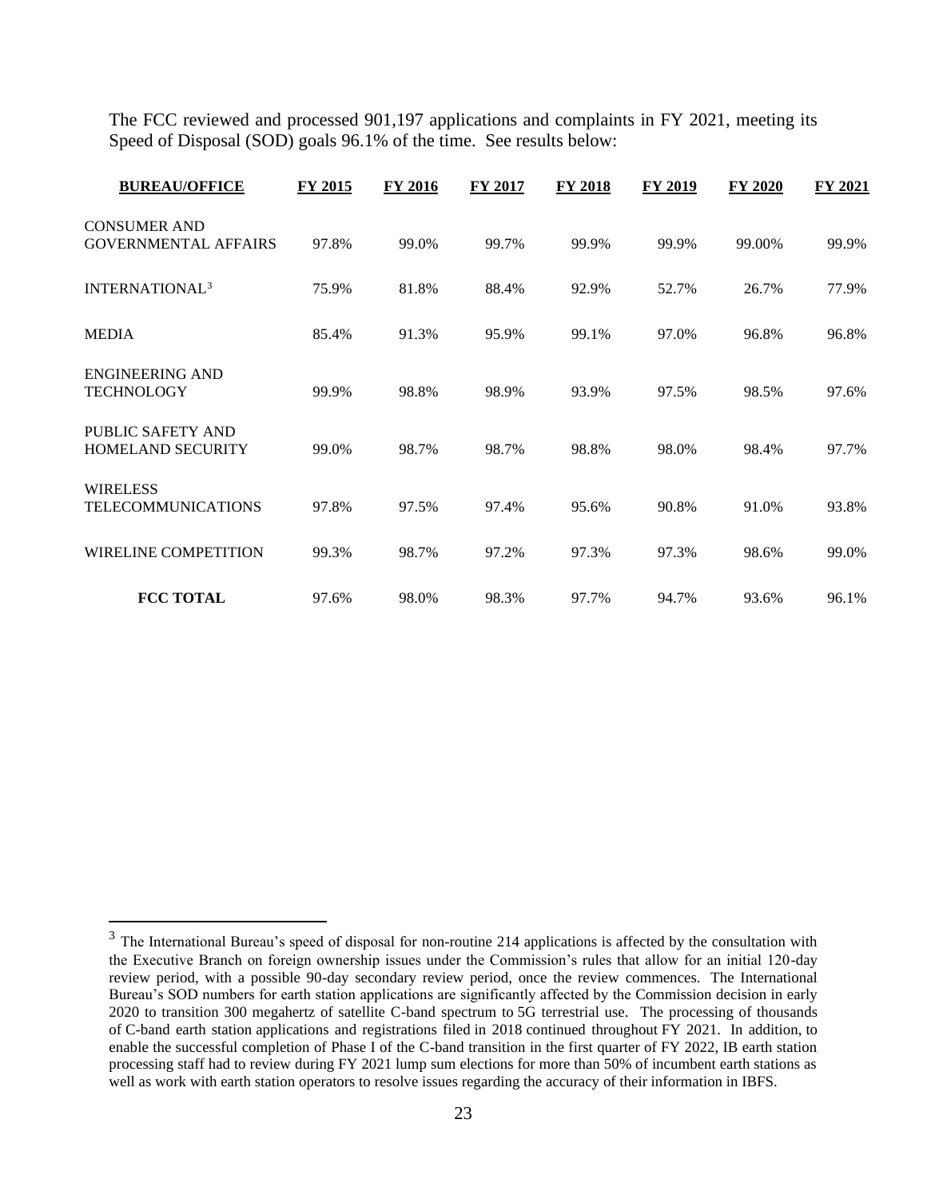The FCC reviewed and processed 901,197 applications and complaints in FY 2021, meeting its Speed of Disposal (SOD) goals 96.1% of the time. See results below:

| **BUREAU/OFFICE** | **FY 2015** | **FY 2016** | **FY 2017** | **FY 2018** | **FY 2019** | **FY 2020** | **FY 2021** |
|---|---|---|---|---|---|---|---|
| CONSUMER AND GOVERNMENTAL AFFAIRS | 97.8% | 99.0% | 99.7% | 99.9% | 99.9% | 99.00% | 99.9% |
| INTERNATIONAL[3] | 75.9% | 81.8% | 88.4% | 92.9% | 52.7% | 26.7% | 77.9% |
| MEDIA | 85.4% | 91.3% | 95.9% | 99.1% | 97.0% | 96.8% | 96.8% |
| ENGINEERING AND TECHNOLOGY | 99.9% | 98.8% | 98.9% | 93.9% | 97.5% | 98.5% | 97.6% |
| PUBLIC SAFETY AND HOMELAND SECURITY | 99.0% | 98.7% | 98.7% | 98.8% | 98.0% | 98.4% | 97.7% |
| WIRELESS TELECOMMUNICATIONS | 97.8% | 97.5% | 97.4% | 95.6% | 90.8% | 91.0% | 93.8% |
| WIRELINE COMPETITION | 99.3% | 98.7% | 97.2% | 97.3% | 97.3% | 98.6% | 99.0% |
| **FCC TOTAL** | 97.6% | 98.0% | 98.3% | 97.7% | 94.7% | 93.6% | 96.1% |

[3] The International Bureau's speed of disposal for non-routine 214 applications is affected by the consultation with the Executive Branch on foreign ownership issues under the Commission's rules that allow for an initial 120-day review period, with a possible 90-day secondary review period, once the review commences. The International Bureau's SOD numbers for earth station applications are significantly affected by the Commission decision in early 2020 to transition 300 megahertz of satellite C-band spectrum to 5G terrestrial use. The processing of thousands of C-band earth station applications and registrations filed in 2018 continued throughout FY 2021. In addition, to enable the successful completion of Phase I of the C-band transition in the first quarter of FY 2022, IB earth station processing staff had to review during FY 2021 lump sum elections for more than 50% of incumbent earth stations as well as work with earth station operators to resolve issues regarding the accuracy of their information in IBFS.